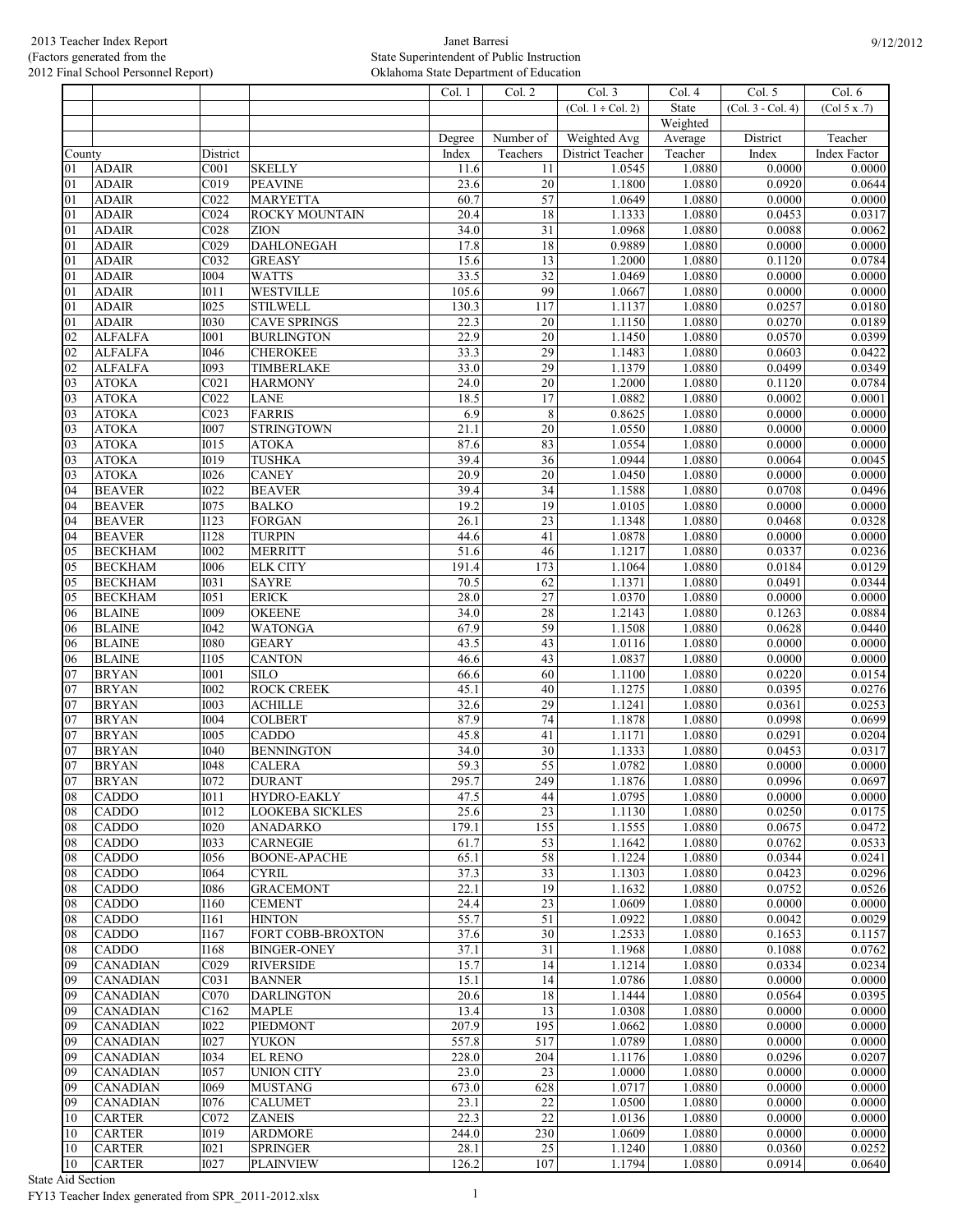2013 Teacher Index Report
(Factors generated from the
2012 Final School Personnel Report)

Janet Barresi
State Superintendent of Public Instruction
Oklahoma State Department of Education

9/12/2012

| | | | | Col. 1 | Col. 2 | Col. 3 | Col. 4 | Col. 5 | Col. 6 |
|---|---|---|---|---|---|---|---|---|---|
| | | | | | | (Col. 1 ÷ Col. 2) | State | (Col. 3 - Col. 4) | (Col 5 x .7) |
| | | | | | | | Weighted | | |
| | | | | Degree | Number of | Weighted Avg | Average | District | Teacher |
| County | | District | | Index | Teachers | District Teacher | Teacher | Index | Index Factor |
| 01 | ADAIR | C001 | SKELLY | 11.6 | 11 | 1.0545 | 1.0880 | 0.0000 | 0.0000 |
| 01 | ADAIR | C019 | PEAVINE | 23.6 | 20 | 1.1800 | 1.0880 | 0.0920 | 0.0644 |
| 01 | ADAIR | C022 | MARYETTA | 60.7 | 57 | 1.0649 | 1.0880 | 0.0000 | 0.0000 |
| 01 | ADAIR | C024 | ROCKY MOUNTAIN | 20.4 | 18 | 1.1333 | 1.0880 | 0.0453 | 0.0317 |
| 01 | ADAIR | C028 | ZION | 34.0 | 31 | 1.0968 | 1.0880 | 0.0088 | 0.0062 |
| 01 | ADAIR | C029 | DAHLONEGAH | 17.8 | 18 | 0.9889 | 1.0880 | 0.0000 | 0.0000 |
| 01 | ADAIR | C032 | GREASY | 15.6 | 13 | 1.2000 | 1.0880 | 0.1120 | 0.0784 |
| 01 | ADAIR | I004 | WATTS | 33.5 | 32 | 1.0469 | 1.0880 | 0.0000 | 0.0000 |
| 01 | ADAIR | I011 | WESTVILLE | 105.6 | 99 | 1.0667 | 1.0880 | 0.0000 | 0.0000 |
| 01 | ADAIR | I025 | STILWELL | 130.3 | 117 | 1.1137 | 1.0880 | 0.0257 | 0.0180 |
| 01 | ADAIR | I030 | CAVE SPRINGS | 22.3 | 20 | 1.1150 | 1.0880 | 0.0270 | 0.0189 |
| 02 | ALFALFA | I001 | BURLINGTON | 22.9 | 20 | 1.1450 | 1.0880 | 0.0570 | 0.0399 |
| 02 | ALFALFA | I046 | CHEROKEE | 33.3 | 29 | 1.1483 | 1.0880 | 0.0603 | 0.0422 |
| 02 | ALFALFA | I093 | TIMBERLAKE | 33.0 | 29 | 1.1379 | 1.0880 | 0.0499 | 0.0349 |
| 03 | ATOKA | C021 | HARMONY | 24.0 | 20 | 1.2000 | 1.0880 | 0.1120 | 0.0784 |
| 03 | ATOKA | C022 | LANE | 18.5 | 17 | 1.0882 | 1.0880 | 0.0002 | 0.0001 |
| 03 | ATOKA | C023 | FARRIS | 6.9 | 8 | 0.8625 | 1.0880 | 0.0000 | 0.0000 |
| 03 | ATOKA | I007 | STRINGTOWN | 21.1 | 20 | 1.0550 | 1.0880 | 0.0000 | 0.0000 |
| 03 | ATOKA | I015 | ATOKA | 87.6 | 83 | 1.0554 | 1.0880 | 0.0000 | 0.0000 |
| 03 | ATOKA | I019 | TUSHKA | 39.4 | 36 | 1.0944 | 1.0880 | 0.0064 | 0.0045 |
| 03 | ATOKA | I026 | CANEY | 20.9 | 20 | 1.0450 | 1.0880 | 0.0000 | 0.0000 |
| 04 | BEAVER | I022 | BEAVER | 39.4 | 34 | 1.1588 | 1.0880 | 0.0708 | 0.0496 |
| 04 | BEAVER | I075 | BALKO | 19.2 | 19 | 1.0105 | 1.0880 | 0.0000 | 0.0000 |
| 04 | BEAVER | I123 | FORGAN | 26.1 | 23 | 1.1348 | 1.0880 | 0.0468 | 0.0328 |
| 04 | BEAVER | I128 | TURPIN | 44.6 | 41 | 1.0878 | 1.0880 | 0.0000 | 0.0000 |
| 05 | BECKHAM | I002 | MERRITT | 51.6 | 46 | 1.1217 | 1.0880 | 0.0337 | 0.0236 |
| 05 | BECKHAM | I006 | ELK CITY | 191.4 | 173 | 1.1064 | 1.0880 | 0.0184 | 0.0129 |
| 05 | BECKHAM | I031 | SAYRE | 70.5 | 62 | 1.1371 | 1.0880 | 0.0491 | 0.0344 |
| 05 | BECKHAM | I051 | ERICK | 28.0 | 27 | 1.0370 | 1.0880 | 0.0000 | 0.0000 |
| 06 | BLAINE | I009 | OKEENE | 34.0 | 28 | 1.2143 | 1.0880 | 0.1263 | 0.0884 |
| 06 | BLAINE | I042 | WATONGA | 67.9 | 59 | 1.1508 | 1.0880 | 0.0628 | 0.0440 |
| 06 | BLAINE | I080 | GEARY | 43.5 | 43 | 1.0116 | 1.0880 | 0.0000 | 0.0000 |
| 06 | BLAINE | I105 | CANTON | 46.6 | 43 | 1.0837 | 1.0880 | 0.0000 | 0.0000 |
| 07 | BRYAN | I001 | SILO | 66.6 | 60 | 1.1100 | 1.0880 | 0.0220 | 0.0154 |
| 07 | BRYAN | I002 | ROCK CREEK | 45.1 | 40 | 1.1275 | 1.0880 | 0.0395 | 0.0276 |
| 07 | BRYAN | I003 | ACHILLE | 32.6 | 29 | 1.1241 | 1.0880 | 0.0361 | 0.0253 |
| 07 | BRYAN | I004 | COLBERT | 87.9 | 74 | 1.1878 | 1.0880 | 0.0998 | 0.0699 |
| 07 | BRYAN | I005 | CADDO | 45.8 | 41 | 1.1171 | 1.0880 | 0.0291 | 0.0204 |
| 07 | BRYAN | I040 | BENNINGTON | 34.0 | 30 | 1.1333 | 1.0880 | 0.0453 | 0.0317 |
| 07 | BRYAN | I048 | CALERA | 59.3 | 55 | 1.0782 | 1.0880 | 0.0000 | 0.0000 |
| 07 | BRYAN | I072 | DURANT | 295.7 | 249 | 1.1876 | 1.0880 | 0.0996 | 0.0697 |
| 08 | CADDO | I011 | HYDRO-EAKLY | 47.5 | 44 | 1.0795 | 1.0880 | 0.0000 | 0.0000 |
| 08 | CADDO | I012 | LOOKEBA SICKLES | 25.6 | 23 | 1.1130 | 1.0880 | 0.0250 | 0.0175 |
| 08 | CADDO | I020 | ANADARKO | 179.1 | 155 | 1.1555 | 1.0880 | 0.0675 | 0.0472 |
| 08 | CADDO | I033 | CARNEGIE | 61.7 | 53 | 1.1642 | 1.0880 | 0.0762 | 0.0533 |
| 08 | CADDO | I056 | BOONE-APACHE | 65.1 | 58 | 1.1224 | 1.0880 | 0.0344 | 0.0241 |
| 08 | CADDO | I064 | CYRIL | 37.3 | 33 | 1.1303 | 1.0880 | 0.0423 | 0.0296 |
| 08 | CADDO | I086 | GRACEMONT | 22.1 | 19 | 1.1632 | 1.0880 | 0.0752 | 0.0526 |
| 08 | CADDO | I160 | CEMENT | 24.4 | 23 | 1.0609 | 1.0880 | 0.0000 | 0.0000 |
| 08 | CADDO | I161 | HINTON | 55.7 | 51 | 1.0922 | 1.0880 | 0.0042 | 0.0029 |
| 08 | CADDO | I167 | FORT COBB-BROXTON | 37.6 | 30 | 1.2533 | 1.0880 | 0.1653 | 0.1157 |
| 08 | CADDO | I168 | BINGER-ONEY | 37.1 | 31 | 1.1968 | 1.0880 | 0.1088 | 0.0762 |
| 09 | CANADIAN | C029 | RIVERSIDE | 15.7 | 14 | 1.1214 | 1.0880 | 0.0334 | 0.0234 |
| 09 | CANADIAN | C031 | BANNER | 15.1 | 14 | 1.0786 | 1.0880 | 0.0000 | 0.0000 |
| 09 | CANADIAN | C070 | DARLINGTON | 20.6 | 18 | 1.1444 | 1.0880 | 0.0564 | 0.0395 |
| 09 | CANADIAN | C162 | MAPLE | 13.4 | 13 | 1.0308 | 1.0880 | 0.0000 | 0.0000 |
| 09 | CANADIAN | I022 | PIEDMONT | 207.9 | 195 | 1.0662 | 1.0880 | 0.0000 | 0.0000 |
| 09 | CANADIAN | I027 | YUKON | 557.8 | 517 | 1.0789 | 1.0880 | 0.0000 | 0.0000 |
| 09 | CANADIAN | I034 | EL RENO | 228.0 | 204 | 1.1176 | 1.0880 | 0.0296 | 0.0207 |
| 09 | CANADIAN | I057 | UNION CITY | 23.0 | 23 | 1.0000 | 1.0880 | 0.0000 | 0.0000 |
| 09 | CANADIAN | I069 | MUSTANG | 673.0 | 628 | 1.0717 | 1.0880 | 0.0000 | 0.0000 |
| 09 | CANADIAN | I076 | CALUMET | 23.1 | 22 | 1.0500 | 1.0880 | 0.0000 | 0.0000 |
| 10 | CARTER | C072 | ZANEIS | 22.3 | 22 | 1.0136 | 1.0880 | 0.0000 | 0.0000 |
| 10 | CARTER | I019 | ARDMORE | 244.0 | 230 | 1.0609 | 1.0880 | 0.0000 | 0.0000 |
| 10 | CARTER | I021 | SPRINGER | 28.1 | 25 | 1.1240 | 1.0880 | 0.0360 | 0.0252 |
| 10 | CARTER | I027 | PLAINVIEW | 126.2 | 107 | 1.1794 | 1.0880 | 0.0914 | 0.0640 |

State Aid Section
FY13 Teacher Index generated from SPR_2011-2012.xlsx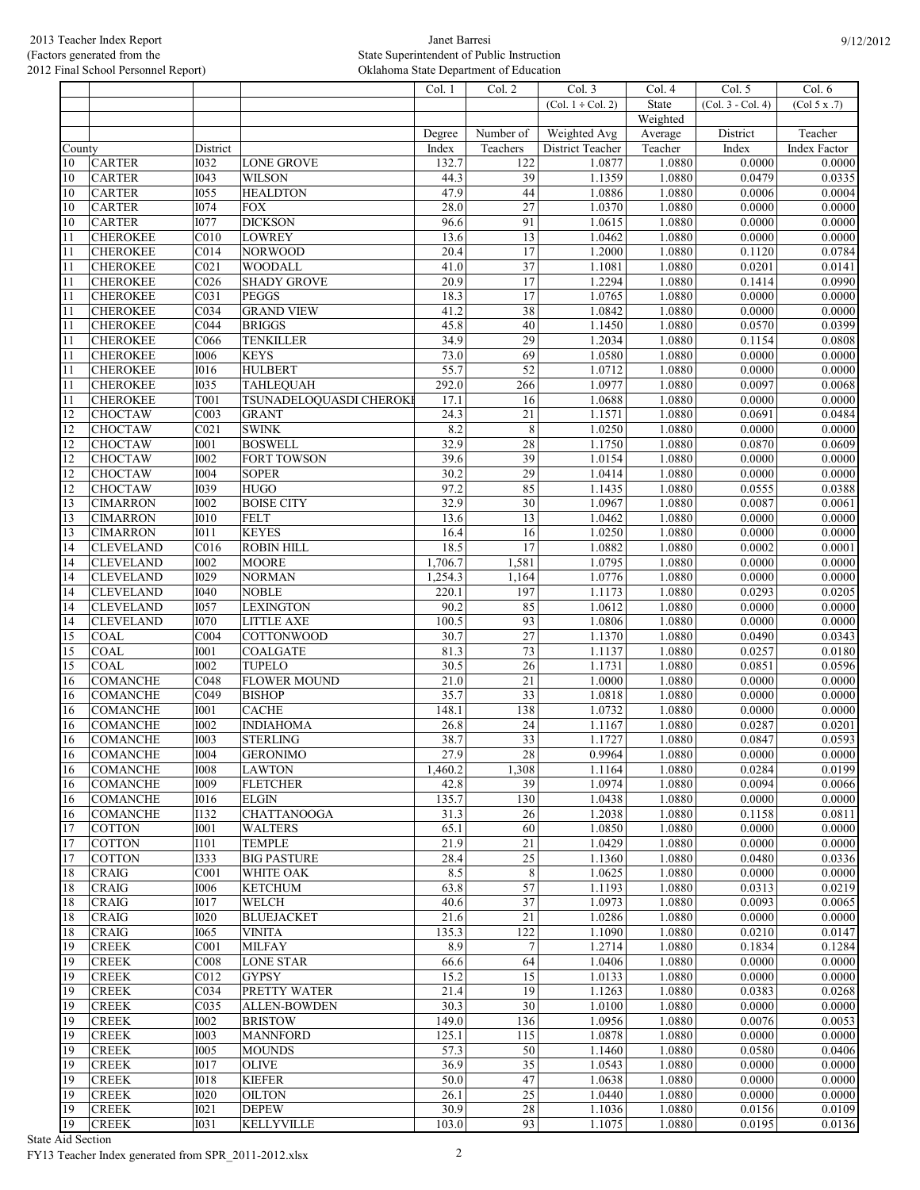2013 Teacher Index Report
(Factors generated from the
2012 Final School Personnel Report)

Janet Barresi
State Superintendent of Public Instruction
Oklahoma State Department of Education

9/12/2012

| | | | | Col. 1 | Col. 2 | Col. 3 | Col. 4 | Col. 5 | Col. 6 |
|---|---|---|---|---|---|---|---|---|---|
| | | | | | | (Col. 1 ÷ Col. 2) | State | (Col. 3 - Col. 4) | (Col 5 x .7) |
| | | | | | | | Weighted | | |
| | | | | Degree | Number of | Weighted Avg | Average | District | Teacher |
| County | | District | | Index | Teachers | District Teacher | Teacher | Index | Index Factor |
| 10 | CARTER | I032 | LONE GROVE | 132.7 | 122 | 1.0877 | 1.0880 | 0.0000 | 0.0000 |
| 10 | CARTER | I043 | WILSON | 44.3 | 39 | 1.1359 | 1.0880 | 0.0479 | 0.0335 |
| 10 | CARTER | I055 | HEALDTON | 47.9 | 44 | 1.0886 | 1.0880 | 0.0006 | 0.0004 |
| 10 | CARTER | I074 | FOX | 28.0 | 27 | 1.0370 | 1.0880 | 0.0000 | 0.0000 |
| 10 | CARTER | I077 | DICKSON | 96.6 | 91 | 1.0615 | 1.0880 | 0.0000 | 0.0000 |
| 11 | CHEROKEE | C010 | LOWREY | 13.6 | 13 | 1.0462 | 1.0880 | 0.0000 | 0.0000 |
| 11 | CHEROKEE | C014 | NORWOOD | 20.4 | 17 | 1.2000 | 1.0880 | 0.1120 | 0.0784 |
| 11 | CHEROKEE | C021 | WOODALL | 41.0 | 37 | 1.1081 | 1.0880 | 0.0201 | 0.0141 |
| 11 | CHEROKEE | C026 | SHADY GROVE | 20.9 | 17 | 1.2294 | 1.0880 | 0.1414 | 0.0990 |
| 11 | CHEROKEE | C031 | PEGGS | 18.3 | 17 | 1.0765 | 1.0880 | 0.0000 | 0.0000 |
| 11 | CHEROKEE | C034 | GRAND VIEW | 41.2 | 38 | 1.0842 | 1.0880 | 0.0000 | 0.0000 |
| 11 | CHEROKEE | C044 | BRIGGS | 45.8 | 40 | 1.1450 | 1.0880 | 0.0570 | 0.0399 |
| 11 | CHEROKEE | C066 | TENKILLER | 34.9 | 29 | 1.2034 | 1.0880 | 0.1154 | 0.0808 |
| 11 | CHEROKEE | I006 | KEYS | 73.0 | 69 | 1.0580 | 1.0880 | 0.0000 | 0.0000 |
| 11 | CHEROKEE | I016 | HULBERT | 55.7 | 52 | 1.0712 | 1.0880 | 0.0000 | 0.0000 |
| 11 | CHEROKEE | I035 | TAHLEQUAH | 292.0 | 266 | 1.0977 | 1.0880 | 0.0097 | 0.0068 |
| 11 | CHEROKEE | T001 | TSUNADELOQUASDI CHEROKI | 17.1 | 16 | 1.0688 | 1.0880 | 0.0000 | 0.0000 |
| 12 | CHOCTAW | C003 | GRANT | 24.3 | 21 | 1.1571 | 1.0880 | 0.0691 | 0.0484 |
| 12 | CHOCTAW | C021 | SWINK | 8.2 | 8 | 1.0250 | 1.0880 | 0.0000 | 0.0000 |
| 12 | CHOCTAW | I001 | BOSWELL | 32.9 | 28 | 1.1750 | 1.0880 | 0.0870 | 0.0609 |
| 12 | CHOCTAW | I002 | FORT TOWSON | 39.6 | 39 | 1.0154 | 1.0880 | 0.0000 | 0.0000 |
| 12 | CHOCTAW | I004 | SOPER | 30.2 | 29 | 1.0414 | 1.0880 | 0.0000 | 0.0000 |
| 12 | CHOCTAW | I039 | HUGO | 97.2 | 85 | 1.1435 | 1.0880 | 0.0555 | 0.0388 |
| 13 | CIMARRON | I002 | BOISE CITY | 32.9 | 30 | 1.0967 | 1.0880 | 0.0087 | 0.0061 |
| 13 | CIMARRON | I010 | FELT | 13.6 | 13 | 1.0462 | 1.0880 | 0.0000 | 0.0000 |
| 13 | CIMARRON | I011 | KEYES | 16.4 | 16 | 1.0250 | 1.0880 | 0.0000 | 0.0000 |
| 14 | CLEVELAND | C016 | ROBIN HILL | 18.5 | 17 | 1.0882 | 1.0880 | 0.0002 | 0.0001 |
| 14 | CLEVELAND | I002 | MOORE | 1,706.7 | 1,581 | 1.0795 | 1.0880 | 0.0000 | 0.0000 |
| 14 | CLEVELAND | I029 | NORMAN | 1,254.3 | 1,164 | 1.0776 | 1.0880 | 0.0000 | 0.0000 |
| 14 | CLEVELAND | I040 | NOBLE | 220.1 | 197 | 1.1173 | 1.0880 | 0.0293 | 0.0205 |
| 14 | CLEVELAND | I057 | LEXINGTON | 90.2 | 85 | 1.0612 | 1.0880 | 0.0000 | 0.0000 |
| 14 | CLEVELAND | I070 | LITTLE AXE | 100.5 | 93 | 1.0806 | 1.0880 | 0.0000 | 0.0000 |
| 15 | COAL | C004 | COTTONWOOD | 30.7 | 27 | 1.1370 | 1.0880 | 0.0490 | 0.0343 |
| 15 | COAL | I001 | COALGATE | 81.3 | 73 | 1.1137 | 1.0880 | 0.0257 | 0.0180 |
| 15 | COAL | I002 | TUPELO | 30.5 | 26 | 1.1731 | 1.0880 | 0.0851 | 0.0596 |
| 16 | COMANCHE | C048 | FLOWER MOUND | 21.0 | 21 | 1.0000 | 1.0880 | 0.0000 | 0.0000 |
| 16 | COMANCHE | C049 | BISHOP | 35.7 | 33 | 1.0818 | 1.0880 | 0.0000 | 0.0000 |
| 16 | COMANCHE | I001 | CACHE | 148.1 | 138 | 1.0732 | 1.0880 | 0.0000 | 0.0000 |
| 16 | COMANCHE | I002 | INDIAHOMA | 26.8 | 24 | 1.1167 | 1.0880 | 0.0287 | 0.0201 |
| 16 | COMANCHE | I003 | STERLING | 38.7 | 33 | 1.1727 | 1.0880 | 0.0847 | 0.0593 |
| 16 | COMANCHE | I004 | GERONIMO | 27.9 | 28 | 0.9964 | 1.0880 | 0.0000 | 0.0000 |
| 16 | COMANCHE | I008 | LAWTON | 1,460.2 | 1,308 | 1.1164 | 1.0880 | 0.0284 | 0.0199 |
| 16 | COMANCHE | I009 | FLETCHER | 42.8 | 39 | 1.0974 | 1.0880 | 0.0094 | 0.0066 |
| 16 | COMANCHE | I016 | ELGIN | 135.7 | 130 | 1.0438 | 1.0880 | 0.0000 | 0.0000 |
| 16 | COMANCHE | I132 | CHATTANOOGA | 31.3 | 26 | 1.2038 | 1.0880 | 0.1158 | 0.0811 |
| 17 | COTTON | I001 | WALTERS | 65.1 | 60 | 1.0850 | 1.0880 | 0.0000 | 0.0000 |
| 17 | COTTON | I101 | TEMPLE | 21.9 | 21 | 1.0429 | 1.0880 | 0.0000 | 0.0000 |
| 17 | COTTON | I333 | BIG PASTURE | 28.4 | 25 | 1.1360 | 1.0880 | 0.0480 | 0.0336 |
| 18 | CRAIG | C001 | WHITE OAK | 8.5 | 8 | 1.0625 | 1.0880 | 0.0000 | 0.0000 |
| 18 | CRAIG | I006 | KETCHUM | 63.8 | 57 | 1.1193 | 1.0880 | 0.0313 | 0.0219 |
| 18 | CRAIG | I017 | WELCH | 40.6 | 37 | 1.0973 | 1.0880 | 0.0093 | 0.0065 |
| 18 | CRAIG | I020 | BLUEJACKET | 21.6 | 21 | 1.0286 | 1.0880 | 0.0000 | 0.0000 |
| 18 | CRAIG | I065 | VINITA | 135.3 | 122 | 1.1090 | 1.0880 | 0.0210 | 0.0147 |
| 19 | CREEK | C001 | MILFAY | 8.9 | 7 | 1.2714 | 1.0880 | 0.1834 | 0.1284 |
| 19 | CREEK | C008 | LONE STAR | 66.6 | 64 | 1.0406 | 1.0880 | 0.0000 | 0.0000 |
| 19 | CREEK | C012 | GYPSY | 15.2 | 15 | 1.0133 | 1.0880 | 0.0000 | 0.0000 |
| 19 | CREEK | C034 | PRETTY WATER | 21.4 | 19 | 1.1263 | 1.0880 | 0.0383 | 0.0268 |
| 19 | CREEK | C035 | ALLEN-BOWDEN | 30.3 | 30 | 1.0100 | 1.0880 | 0.0000 | 0.0000 |
| 19 | CREEK | I002 | BRISTOW | 149.0 | 136 | 1.0956 | 1.0880 | 0.0076 | 0.0053 |
| 19 | CREEK | I003 | MANNFORD | 125.1 | 115 | 1.0878 | 1.0880 | 0.0000 | 0.0000 |
| 19 | CREEK | I005 | MOUNDS | 57.3 | 50 | 1.1460 | 1.0880 | 0.0580 | 0.0406 |
| 19 | CREEK | I017 | OLIVE | 36.9 | 35 | 1.0543 | 1.0880 | 0.0000 | 0.0000 |
| 19 | CREEK | I018 | KIEFER | 50.0 | 47 | 1.0638 | 1.0880 | 0.0000 | 0.0000 |
| 19 | CREEK | I020 | OILTON | 26.1 | 25 | 1.0440 | 1.0880 | 0.0000 | 0.0000 |
| 19 | CREEK | I021 | DEPEW | 30.9 | 28 | 1.1036 | 1.0880 | 0.0156 | 0.0109 |
| 19 | CREEK | I031 | KELLYVILLE | 103.0 | 93 | 1.1075 | 1.0880 | 0.0195 | 0.0136 |

State Aid Section
FY13 Teacher Index generated from SPR_2011-2012.xlsx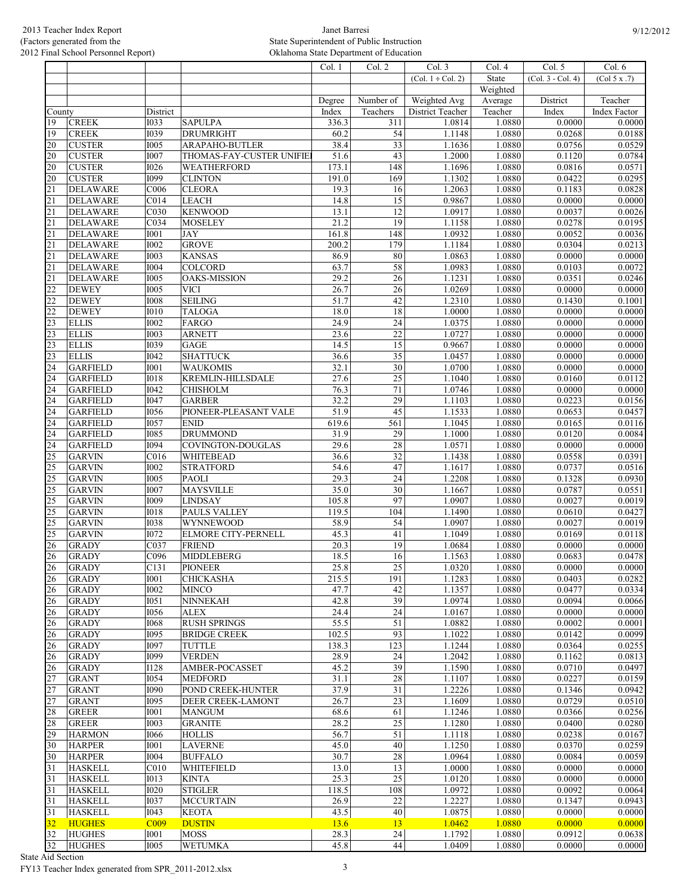2013 Teacher Index Report
(Factors generated from the
2012 Final School Personnel Report)

Janet Barresi
State Superintendent of Public Instruction
Oklahoma State Department of Education

9/12/2012

| | | | | Col. 1 | Col. 2 | Col. 3 | Col. 4 | Col. 5 | Col. 6 |
|---|---|---|---|---|---|---|---|---|---|
| | | | | | | (Col. 1 ÷ Col. 2) | State | (Col. 3 - Col. 4) | (Col 5 x .7) |
| | | | | | | | Weighted | | |
| | | | | Degree | Number of | Weighted Avg | Average | District | Teacher |
| County | | District | | Index | Teachers | District Teacher | Teacher | Index | Index Factor |
| 19 | CREEK | I033 | SAPULPA | 336.3 | 311 | 1.0814 | 1.0880 | 0.0000 | 0.0000 |
| 19 | CREEK | I039 | DRUMRIGHT | 60.2 | 54 | 1.1148 | 1.0880 | 0.0268 | 0.0188 |
| 20 | CUSTER | I005 | ARAPAHO-BUTLER | 38.4 | 33 | 1.1636 | 1.0880 | 0.0756 | 0.0529 |
| 20 | CUSTER | I007 | THOMAS-FAY-CUSTER UNIFIED | 51.6 | 43 | 1.2000 | 1.0880 | 0.1120 | 0.0784 |
| 20 | CUSTER | I026 | WEATHERFORD | 173.1 | 148 | 1.1696 | 1.0880 | 0.0816 | 0.0571 |
| 20 | CUSTER | I099 | CLINTON | 191.0 | 169 | 1.1302 | 1.0880 | 0.0422 | 0.0295 |
| 21 | DELAWARE | C006 | CLEORA | 19.3 | 16 | 1.2063 | 1.0880 | 0.1183 | 0.0828 |
| 21 | DELAWARE | C014 | LEACH | 14.8 | 15 | 0.9867 | 1.0880 | 0.0000 | 0.0000 |
| 21 | DELAWARE | C030 | KENWOOD | 13.1 | 12 | 1.0917 | 1.0880 | 0.0037 | 0.0026 |
| 21 | DELAWARE | C034 | MOSELEY | 21.2 | 19 | 1.1158 | 1.0880 | 0.0278 | 0.0195 |
| 21 | DELAWARE | I001 | JAY | 161.8 | 148 | 1.0932 | 1.0880 | 0.0052 | 0.0036 |
| 21 | DELAWARE | I002 | GROVE | 200.2 | 179 | 1.1184 | 1.0880 | 0.0304 | 0.0213 |
| 21 | DELAWARE | I003 | KANSAS | 86.9 | 80 | 1.0863 | 1.0880 | 0.0000 | 0.0000 |
| 21 | DELAWARE | I004 | COLCORD | 63.7 | 58 | 1.0983 | 1.0880 | 0.0103 | 0.0072 |
| 21 | DELAWARE | I005 | OAKS-MISSION | 29.2 | 26 | 1.1231 | 1.0880 | 0.0351 | 0.0246 |
| 22 | DEWEY | I005 | VICI | 26.7 | 26 | 1.0269 | 1.0880 | 0.0000 | 0.0000 |
| 22 | DEWEY | I008 | SEILING | 51.7 | 42 | 1.2310 | 1.0880 | 0.1430 | 0.1001 |
| 22 | DEWEY | I010 | TALOGA | 18.0 | 18 | 1.0000 | 1.0880 | 0.0000 | 0.0000 |
| 23 | ELLIS | I002 | FARGO | 24.9 | 24 | 1.0375 | 1.0880 | 0.0000 | 0.0000 |
| 23 | ELLIS | I003 | ARNETT | 23.6 | 22 | 1.0727 | 1.0880 | 0.0000 | 0.0000 |
| 23 | ELLIS | I039 | GAGE | 14.5 | 15 | 0.9667 | 1.0880 | 0.0000 | 0.0000 |
| 23 | ELLIS | I042 | SHATTUCK | 36.6 | 35 | 1.0457 | 1.0880 | 0.0000 | 0.0000 |
| 24 | GARFIELD | I001 | WAUKOMIS | 32.1 | 30 | 1.0700 | 1.0880 | 0.0000 | 0.0000 |
| 24 | GARFIELD | I018 | KREMLIN-HILLSDALE | 27.6 | 25 | 1.1040 | 1.0880 | 0.0160 | 0.0112 |
| 24 | GARFIELD | I042 | CHISHOLM | 76.3 | 71 | 1.0746 | 1.0880 | 0.0000 | 0.0000 |
| 24 | GARFIELD | I047 | GARBER | 32.2 | 29 | 1.1103 | 1.0880 | 0.0223 | 0.0156 |
| 24 | GARFIELD | I056 | PIONEER-PLEASANT VALE | 51.9 | 45 | 1.1533 | 1.0880 | 0.0653 | 0.0457 |
| 24 | GARFIELD | I057 | ENID | 619.6 | 561 | 1.1045 | 1.0880 | 0.0165 | 0.0116 |
| 24 | GARFIELD | I085 | DRUMMOND | 31.9 | 29 | 1.1000 | 1.0880 | 0.0120 | 0.0084 |
| 24 | GARFIELD | I094 | COVINGTON-DOUGLAS | 29.6 | 28 | 1.0571 | 1.0880 | 0.0000 | 0.0000 |
| 25 | GARVIN | C016 | WHITEBEAD | 36.6 | 32 | 1.1438 | 1.0880 | 0.0558 | 0.0391 |
| 25 | GARVIN | I002 | STRATFORD | 54.6 | 47 | 1.1617 | 1.0880 | 0.0737 | 0.0516 |
| 25 | GARVIN | I005 | PAOLI | 29.3 | 24 | 1.2208 | 1.0880 | 0.1328 | 0.0930 |
| 25 | GARVIN | I007 | MAYSVILLE | 35.0 | 30 | 1.1667 | 1.0880 | 0.0787 | 0.0551 |
| 25 | GARVIN | I009 | LINDSAY | 105.8 | 97 | 1.0907 | 1.0880 | 0.0027 | 0.0019 |
| 25 | GARVIN | I018 | PAULS VALLEY | 119.5 | 104 | 1.1490 | 1.0880 | 0.0610 | 0.0427 |
| 25 | GARVIN | I038 | WYNNEWOOD | 58.9 | 54 | 1.0907 | 1.0880 | 0.0027 | 0.0019 |
| 25 | GARVIN | I072 | ELMORE CITY-PERNELL | 45.3 | 41 | 1.1049 | 1.0880 | 0.0169 | 0.0118 |
| 26 | GRADY | C037 | FRIEND | 20.3 | 19 | 1.0684 | 1.0880 | 0.0000 | 0.0000 |
| 26 | GRADY | C096 | MIDDLEBERG | 18.5 | 16 | 1.1563 | 1.0880 | 0.0683 | 0.0478 |
| 26 | GRADY | C131 | PIONEER | 25.8 | 25 | 1.0320 | 1.0880 | 0.0000 | 0.0000 |
| 26 | GRADY | I001 | CHICKASHA | 215.5 | 191 | 1.1283 | 1.0880 | 0.0403 | 0.0282 |
| 26 | GRADY | I002 | MINCO | 47.7 | 42 | 1.1357 | 1.0880 | 0.0477 | 0.0334 |
| 26 | GRADY | I051 | NINNEKAH | 42.8 | 39 | 1.0974 | 1.0880 | 0.0094 | 0.0066 |
| 26 | GRADY | I056 | ALEX | 24.4 | 24 | 1.0167 | 1.0880 | 0.0000 | 0.0000 |
| 26 | GRADY | I068 | RUSH SPRINGS | 55.5 | 51 | 1.0882 | 1.0880 | 0.0002 | 0.0001 |
| 26 | GRADY | I095 | BRIDGE CREEK | 102.5 | 93 | 1.1022 | 1.0880 | 0.0142 | 0.0099 |
| 26 | GRADY | I097 | TUTTLE | 138.3 | 123 | 1.1244 | 1.0880 | 0.0364 | 0.0255 |
| 26 | GRADY | I099 | VERDEN | 28.9 | 24 | 1.2042 | 1.0880 | 0.1162 | 0.0813 |
| 26 | GRADY | I128 | AMBER-POCASSET | 45.2 | 39 | 1.1590 | 1.0880 | 0.0710 | 0.0497 |
| 27 | GRANT | I054 | MEDFORD | 31.1 | 28 | 1.1107 | 1.0880 | 0.0227 | 0.0159 |
| 27 | GRANT | I090 | POND CREEK-HUNTER | 37.9 | 31 | 1.2226 | 1.0880 | 0.1346 | 0.0942 |
| 27 | GRANT | I095 | DEER CREEK-LAMONT | 26.7 | 23 | 1.1609 | 1.0880 | 0.0729 | 0.0510 |
| 28 | GREER | I001 | MANGUM | 68.6 | 61 | 1.1246 | 1.0880 | 0.0366 | 0.0256 |
| 28 | GREER | I003 | GRANITE | 28.2 | 25 | 1.1280 | 1.0880 | 0.0400 | 0.0280 |
| 29 | HARMON | I066 | HOLLIS | 56.7 | 51 | 1.1118 | 1.0880 | 0.0238 | 0.0167 |
| 30 | HARPER | I001 | LAVERNE | 45.0 | 40 | 1.1250 | 1.0880 | 0.0370 | 0.0259 |
| 30 | HARPER | I004 | BUFFALO | 30.7 | 28 | 1.0964 | 1.0880 | 0.0084 | 0.0059 |
| 31 | HASKELL | C010 | WHITEFIELD | 13.0 | 13 | 1.0000 | 1.0880 | 0.0000 | 0.0000 |
| 31 | HASKELL | I013 | KINTA | 25.3 | 25 | 1.0120 | 1.0880 | 0.0000 | 0.0000 |
| 31 | HASKELL | I020 | STIGLER | 118.5 | 108 | 1.0972 | 1.0880 | 0.0092 | 0.0064 |
| 31 | HASKELL | I037 | MCCURTAIN | 26.9 | 22 | 1.2227 | 1.0880 | 0.1347 | 0.0943 |
| 31 | HASKELL | I043 | KEOTA | 43.5 | 40 | 1.0875 | 1.0880 | 0.0000 | 0.0000 |
| 32 | HUGHES | C009 | DUSTIN | 13.6 | 13 | 1.0462 | 1.0880 | 0.0000 | 0.0000 |
| 32 | HUGHES | I001 | MOSS | 28.3 | 24 | 1.1792 | 1.0880 | 0.0912 | 0.0638 |
| 32 | HUGHES | I005 | WETUMKA | 45.8 | 44 | 1.0409 | 1.0880 | 0.0000 | 0.0000 |

State Aid Section
FY13 Teacher Index generated from SPR_2011-2012.xlsx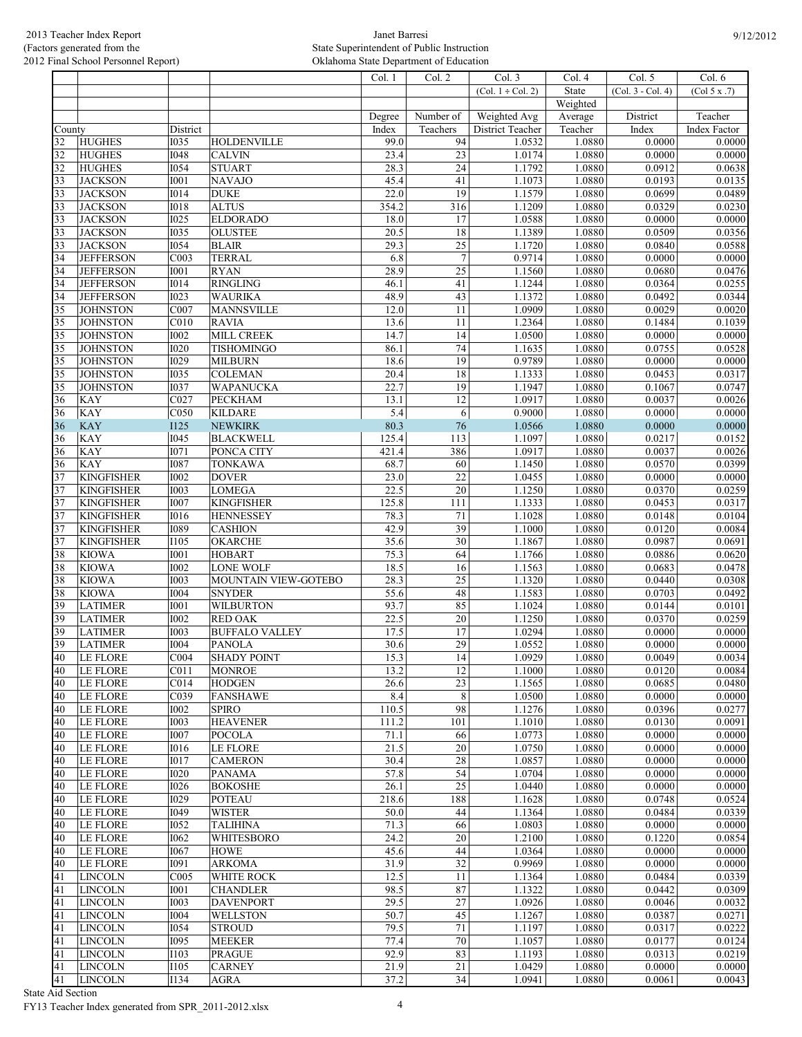| County | | District | | Col. 1 | Col. 2 | Col. 3 | Col. 4 | Col. 5 | Col. 6 |
|---|---|---|---|---|---|---|---|---|---|
| | | | | | | (Col. 1 ÷ Col. 2) | State | (Col. 3 - Col. 4) | (Col 5 x .7) |
| | | | | | | | Weighted | | |
| | | | | Degree | Number of | Weighted Avg | Average | District | Teacher |
| County | | District | | Index | Teachers | District Teacher | Teacher | Index | Index Factor |
| 32 | HUGHES | I035 | HOLDENVILLE | 99.0 | 94 | 1.0532 | 1.0880 | 0.0000 | 0.0000 |
| 32 | HUGHES | I048 | CALVIN | 23.4 | 23 | 1.0174 | 1.0880 | 0.0000 | 0.0000 |
| 32 | HUGHES | I054 | STUART | 28.3 | 24 | 1.1792 | 1.0880 | 0.0912 | 0.0638 |
| 33 | JACKSON | I001 | NAVAJO | 45.4 | 41 | 1.1073 | 1.0880 | 0.0193 | 0.0135 |
| 33 | JACKSON | I014 | DUKE | 22.0 | 19 | 1.1579 | 1.0880 | 0.0699 | 0.0489 |
| 33 | JACKSON | I018 | ALTUS | 354.2 | 316 | 1.1209 | 1.0880 | 0.0329 | 0.0230 |
| 33 | JACKSON | I025 | ELDORADO | 18.0 | 17 | 1.0588 | 1.0880 | 0.0000 | 0.0000 |
| 33 | JACKSON | I035 | OLUSTEE | 20.5 | 18 | 1.1389 | 1.0880 | 0.0509 | 0.0356 |
| 33 | JACKSON | I054 | BLAIR | 29.3 | 25 | 1.1720 | 1.0880 | 0.0840 | 0.0588 |
| 34 | JEFFERSON | C003 | TERRAL | 6.8 | 7 | 0.9714 | 1.0880 | 0.0000 | 0.0000 |
| 34 | JEFFERSON | I001 | RYAN | 28.9 | 25 | 1.1560 | 1.0880 | 0.0680 | 0.0476 |
| 34 | JEFFERSON | I014 | RINGLING | 46.1 | 41 | 1.1244 | 1.0880 | 0.0364 | 0.0255 |
| 34 | JEFFERSON | I023 | WAURIKA | 48.9 | 43 | 1.1372 | 1.0880 | 0.0492 | 0.0344 |
| 35 | JOHNSTON | C007 | MANNSVILLE | 12.0 | 11 | 1.0909 | 1.0880 | 0.0029 | 0.0020 |
| 35 | JOHNSTON | C010 | RAVIA | 13.6 | 11 | 1.2364 | 1.0880 | 0.1484 | 0.1039 |
| 35 | JOHNSTON | I002 | MILL CREEK | 14.7 | 14 | 1.0500 | 1.0880 | 0.0000 | 0.0000 |
| 35 | JOHNSTON | I020 | TISHOMINGO | 86.1 | 74 | 1.1635 | 1.0880 | 0.0755 | 0.0528 |
| 35 | JOHNSTON | I029 | MILBURN | 18.6 | 19 | 0.9789 | 1.0880 | 0.0000 | 0.0000 |
| 35 | JOHNSTON | I035 | COLEMAN | 20.4 | 18 | 1.1333 | 1.0880 | 0.0453 | 0.0317 |
| 35 | JOHNSTON | I037 | WAPANUCKA | 22.7 | 19 | 1.1947 | 1.0880 | 0.1067 | 0.0747 |
| 36 | KAY | C027 | PECKHAM | 13.1 | 12 | 1.0917 | 1.0880 | 0.0037 | 0.0026 |
| 36 | KAY | C050 | KILDARE | 5.4 | 6 | 0.9000 | 1.0880 | 0.0000 | 0.0000 |
| 36 | KAY | I125 | NEWKIRK | 80.3 | 76 | 1.0566 | 1.0880 | 0.0000 | 0.0000 |
| 36 | KAY | I045 | BLACKWELL | 125.4 | 113 | 1.1097 | 1.0880 | 0.0217 | 0.0152 |
| 36 | KAY | I071 | PONCA CITY | 421.4 | 386 | 1.0917 | 1.0880 | 0.0037 | 0.0026 |
| 36 | KAY | I087 | TONKAWA | 68.7 | 60 | 1.1450 | 1.0880 | 0.0570 | 0.0399 |
| 37 | KINGFISHER | I002 | DOVER | 23.0 | 22 | 1.0455 | 1.0880 | 0.0000 | 0.0000 |
| 37 | KINGFISHER | I003 | LOMEGA | 22.5 | 20 | 1.1250 | 1.0880 | 0.0370 | 0.0259 |
| 37 | KINGFISHER | I007 | KINGFISHER | 125.8 | 111 | 1.1333 | 1.0880 | 0.0453 | 0.0317 |
| 37 | KINGFISHER | I016 | HENNESSEY | 78.3 | 71 | 1.1028 | 1.0880 | 0.0148 | 0.0104 |
| 37 | KINGFISHER | I089 | CASHION | 42.9 | 39 | 1.1000 | 1.0880 | 0.0120 | 0.0084 |
| 37 | KINGFISHER | I105 | OKARCHE | 35.6 | 30 | 1.1867 | 1.0880 | 0.0987 | 0.0691 |
| 38 | KIOWA | I001 | HOBART | 75.3 | 64 | 1.1766 | 1.0880 | 0.0886 | 0.0620 |
| 38 | KIOWA | I002 | LONE WOLF | 18.5 | 16 | 1.1563 | 1.0880 | 0.0683 | 0.0478 |
| 38 | KIOWA | I003 | MOUNTAIN VIEW-GOTEBO | 28.3 | 25 | 1.1320 | 1.0880 | 0.0440 | 0.0308 |
| 38 | KIOWA | I004 | SNYDER | 55.6 | 48 | 1.1583 | 1.0880 | 0.0703 | 0.0492 |
| 39 | LATIMER | I001 | WILBURTON | 93.7 | 85 | 1.1024 | 1.0880 | 0.0144 | 0.0101 |
| 39 | LATIMER | I002 | RED OAK | 22.5 | 20 | 1.1250 | 1.0880 | 0.0370 | 0.0259 |
| 39 | LATIMER | I003 | BUFFALO VALLEY | 17.5 | 17 | 1.0294 | 1.0880 | 0.0000 | 0.0000 |
| 39 | LATIMER | I004 | PANOLA | 30.6 | 29 | 1.0552 | 1.0880 | 0.0000 | 0.0000 |
| 40 | LE FLORE | C004 | SHADY POINT | 15.3 | 14 | 1.0929 | 1.0880 | 0.0049 | 0.0034 |
| 40 | LE FLORE | C011 | MONROE | 13.2 | 12 | 1.1000 | 1.0880 | 0.0120 | 0.0084 |
| 40 | LE FLORE | C014 | HODGEN | 26.6 | 23 | 1.1565 | 1.0880 | 0.0685 | 0.0480 |
| 40 | LE FLORE | C039 | FANSHAWE | 8.4 | 8 | 1.0500 | 1.0880 | 0.0000 | 0.0000 |
| 40 | LE FLORE | I002 | SPIRO | 110.5 | 98 | 1.1276 | 1.0880 | 0.0396 | 0.0277 |
| 40 | LE FLORE | I003 | HEAVENER | 111.2 | 101 | 1.1010 | 1.0880 | 0.0130 | 0.0091 |
| 40 | LE FLORE | I007 | POCOLA | 71.1 | 66 | 1.0773 | 1.0880 | 0.0000 | 0.0000 |
| 40 | LE FLORE | I016 | LE FLORE | 21.5 | 20 | 1.0750 | 1.0880 | 0.0000 | 0.0000 |
| 40 | LE FLORE | I017 | CAMERON | 30.4 | 28 | 1.0857 | 1.0880 | 0.0000 | 0.0000 |
| 40 | LE FLORE | I020 | PANAMA | 57.8 | 54 | 1.0704 | 1.0880 | 0.0000 | 0.0000 |
| 40 | LE FLORE | I026 | BOKOSHE | 26.1 | 25 | 1.0440 | 1.0880 | 0.0000 | 0.0000 |
| 40 | LE FLORE | I029 | POTEAU | 218.6 | 188 | 1.1628 | 1.0880 | 0.0748 | 0.0524 |
| 40 | LE FLORE | I049 | WISTER | 50.0 | 44 | 1.1364 | 1.0880 | 0.0484 | 0.0339 |
| 40 | LE FLORE | I052 | TALIHINA | 71.3 | 66 | 1.0803 | 1.0880 | 0.0000 | 0.0000 |
| 40 | LE FLORE | I062 | WHITESBORO | 24.2 | 20 | 1.2100 | 1.0880 | 0.1220 | 0.0854 |
| 40 | LE FLORE | I067 | HOWE | 45.6 | 44 | 1.0364 | 1.0880 | 0.0000 | 0.0000 |
| 40 | LE FLORE | I091 | ARKOMA | 31.9 | 32 | 0.9969 | 1.0880 | 0.0000 | 0.0000 |
| 41 | LINCOLN | C005 | WHITE ROCK | 12.5 | 11 | 1.1364 | 1.0880 | 0.0484 | 0.0339 |
| 41 | LINCOLN | I001 | CHANDLER | 98.5 | 87 | 1.1322 | 1.0880 | 0.0442 | 0.0309 |
| 41 | LINCOLN | I003 | DAVENPORT | 29.5 | 27 | 1.0926 | 1.0880 | 0.0046 | 0.0032 |
| 41 | LINCOLN | I004 | WELLSTON | 50.7 | 45 | 1.1267 | 1.0880 | 0.0387 | 0.0271 |
| 41 | LINCOLN | I054 | STROUD | 79.5 | 71 | 1.1197 | 1.0880 | 0.0317 | 0.0222 |
| 41 | LINCOLN | I095 | MEEKER | 77.4 | 70 | 1.1057 | 1.0880 | 0.0177 | 0.0124 |
| 41 | LINCOLN | I103 | PRAGUE | 92.9 | 83 | 1.1193 | 1.0880 | 0.0313 | 0.0219 |
| 41 | LINCOLN | I105 | CARNEY | 21.9 | 21 | 1.0429 | 1.0880 | 0.0000 | 0.0000 |
| 41 | LINCOLN | I134 | AGRA | 37.2 | 34 | 1.0941 | 1.0880 | 0.0061 | 0.0043 |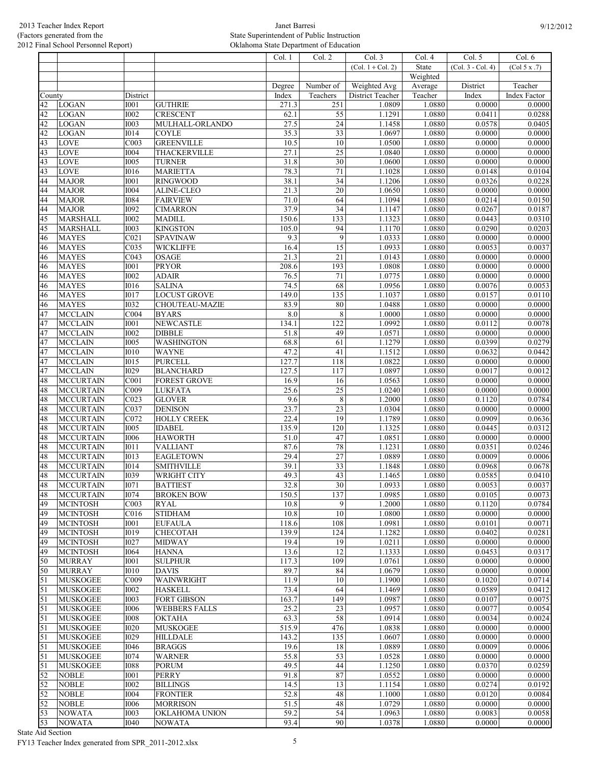| | | | | Col. 1 | Col. 2 | Col. 3 | Col. 4 | Col. 5 | Col. 6 |
|---|---|---|---|---|---|---|---|---|---|
| | | | | | | (Col. 1 ÷ Col. 2) | State | (Col. 3 - Col. 4) | (Col 5 x .7) |
| | | | | | | | Weighted | | |
| | | | | Degree | Number of | Weighted Avg | Average | District | Teacher |
| County | | District | | Index | Teachers | District Teacher | Teacher | Index | Index Factor |
| 42 | LOGAN | I001 | GUTHRIE | 271.3 | 251 | 1.0809 | 1.0880 | 0.0000 | 0.0000 |
| 42 | LOGAN | I002 | CRESCENT | 62.1 | 55 | 1.1291 | 1.0880 | 0.0411 | 0.0288 |
| 42 | LOGAN | I003 | MULHALL-ORLANDO | 27.5 | 24 | 1.1458 | 1.0880 | 0.0578 | 0.0405 |
| 42 | LOGAN | I014 | COYLE | 35.3 | 33 | 1.0697 | 1.0880 | 0.0000 | 0.0000 |
| 43 | LOVE | C003 | GREENVILLE | 10.5 | 10 | 1.0500 | 1.0880 | 0.0000 | 0.0000 |
| 43 | LOVE | I004 | THACKERVILLE | 27.1 | 25 | 1.0840 | 1.0880 | 0.0000 | 0.0000 |
| 43 | LOVE | I005 | TURNER | 31.8 | 30 | 1.0600 | 1.0880 | 0.0000 | 0.0000 |
| 43 | LOVE | I016 | MARIETTA | 78.3 | 71 | 1.1028 | 1.0880 | 0.0148 | 0.0104 |
| 44 | MAJOR | I001 | RINGWOOD | 38.1 | 34 | 1.1206 | 1.0880 | 0.0326 | 0.0228 |
| 44 | MAJOR | I004 | ALINE-CLEO | 21.3 | 20 | 1.0650 | 1.0880 | 0.0000 | 0.0000 |
| 44 | MAJOR | I084 | FAIRVIEW | 71.0 | 64 | 1.1094 | 1.0880 | 0.0214 | 0.0150 |
| 44 | MAJOR | I092 | CIMARRON | 37.9 | 34 | 1.1147 | 1.0880 | 0.0267 | 0.0187 |
| 45 | MARSHALL | I002 | MADILL | 150.6 | 133 | 1.1323 | 1.0880 | 0.0443 | 0.0310 |
| 45 | MARSHALL | I003 | KINGSTON | 105.0 | 94 | 1.1170 | 1.0880 | 0.0290 | 0.0203 |
| 46 | MAYES | C021 | SPAVINAW | 9.3 | 9 | 1.0333 | 1.0880 | 0.0000 | 0.0000 |
| 46 | MAYES | C035 | WICKLIFFE | 16.4 | 15 | 1.0933 | 1.0880 | 0.0053 | 0.0037 |
| 46 | MAYES | C043 | OSAGE | 21.3 | 21 | 1.0143 | 1.0880 | 0.0000 | 0.0000 |
| 46 | MAYES | I001 | PRYOR | 208.6 | 193 | 1.0808 | 1.0880 | 0.0000 | 0.0000 |
| 46 | MAYES | I002 | ADAIR | 76.5 | 71 | 1.0775 | 1.0880 | 0.0000 | 0.0000 |
| 46 | MAYES | I016 | SALINA | 74.5 | 68 | 1.0956 | 1.0880 | 0.0076 | 0.0053 |
| 46 | MAYES | I017 | LOCUST GROVE | 149.0 | 135 | 1.1037 | 1.0880 | 0.0157 | 0.0110 |
| 46 | MAYES | I032 | CHOUTEAU-MAZIE | 83.9 | 80 | 1.0488 | 1.0880 | 0.0000 | 0.0000 |
| 47 | MCCLAIN | C004 | BYARS | 8.0 | 8 | 1.0000 | 1.0880 | 0.0000 | 0.0000 |
| 47 | MCCLAIN | I001 | NEWCASTLE | 134.1 | 122 | 1.0992 | 1.0880 | 0.0112 | 0.0078 |
| 47 | MCCLAIN | I002 | DIBBLE | 51.8 | 49 | 1.0571 | 1.0880 | 0.0000 | 0.0000 |
| 47 | MCCLAIN | I005 | WASHINGTON | 68.8 | 61 | 1.1279 | 1.0880 | 0.0399 | 0.0279 |
| 47 | MCCLAIN | I010 | WAYNE | 47.2 | 41 | 1.1512 | 1.0880 | 0.0632 | 0.0442 |
| 47 | MCCLAIN | I015 | PURCELL | 127.7 | 118 | 1.0822 | 1.0880 | 0.0000 | 0.0000 |
| 47 | MCCLAIN | I029 | BLANCHARD | 127.5 | 117 | 1.0897 | 1.0880 | 0.0017 | 0.0012 |
| 48 | MCCURTAIN | C001 | FOREST GROVE | 16.9 | 16 | 1.0563 | 1.0880 | 0.0000 | 0.0000 |
| 48 | MCCURTAIN | C009 | LUKFATA | 25.6 | 25 | 1.0240 | 1.0880 | 0.0000 | 0.0000 |
| 48 | MCCURTAIN | C023 | GLOVER | 9.6 | 8 | 1.2000 | 1.0880 | 0.1120 | 0.0784 |
| 48 | MCCURTAIN | C037 | DENISON | 23.7 | 23 | 1.0304 | 1.0880 | 0.0000 | 0.0000 |
| 48 | MCCURTAIN | C072 | HOLLY CREEK | 22.4 | 19 | 1.1789 | 1.0880 | 0.0909 | 0.0636 |
| 48 | MCCURTAIN | I005 | IDABEL | 135.9 | 120 | 1.1325 | 1.0880 | 0.0445 | 0.0312 |
| 48 | MCCURTAIN | I006 | HAWORTH | 51.0 | 47 | 1.0851 | 1.0880 | 0.0000 | 0.0000 |
| 48 | MCCURTAIN | I011 | VALLIANT | 87.6 | 78 | 1.1231 | 1.0880 | 0.0351 | 0.0246 |
| 48 | MCCURTAIN | I013 | EAGLETOWN | 29.4 | 27 | 1.0889 | 1.0880 | 0.0009 | 0.0006 |
| 48 | MCCURTAIN | I014 | SMITHVILLE | 39.1 | 33 | 1.1848 | 1.0880 | 0.0968 | 0.0678 |
| 48 | MCCURTAIN | I039 | WRIGHT CITY | 49.3 | 43 | 1.1465 | 1.0880 | 0.0585 | 0.0410 |
| 48 | MCCURTAIN | I071 | BATTIEST | 32.8 | 30 | 1.0933 | 1.0880 | 0.0053 | 0.0037 |
| 48 | MCCURTAIN | I074 | BROKEN BOW | 150.5 | 137 | 1.0985 | 1.0880 | 0.0105 | 0.0073 |
| 49 | MCINTOSH | C003 | RYAL | 10.8 | 9 | 1.2000 | 1.0880 | 0.1120 | 0.0784 |
| 49 | MCINTOSH | C016 | STIDHAM | 10.8 | 10 | 1.0800 | 1.0880 | 0.0000 | 0.0000 |
| 49 | MCINTOSH | I001 | EUFAULA | 118.6 | 108 | 1.0981 | 1.0880 | 0.0101 | 0.0071 |
| 49 | MCINTOSH | I019 | CHECOTAH | 139.9 | 124 | 1.1282 | 1.0880 | 0.0402 | 0.0281 |
| 49 | MCINTOSH | I027 | MIDWAY | 19.4 | 19 | 1.0211 | 1.0880 | 0.0000 | 0.0000 |
| 49 | MCINTOSH | I064 | HANNA | 13.6 | 12 | 1.1333 | 1.0880 | 0.0453 | 0.0317 |
| 50 | MURRAY | I001 | SULPHUR | 117.3 | 109 | 1.0761 | 1.0880 | 0.0000 | 0.0000 |
| 50 | MURRAY | I010 | DAVIS | 89.7 | 84 | 1.0679 | 1.0880 | 0.0000 | 0.0000 |
| 51 | MUSKOGEE | C009 | WAINWRIGHT | 11.9 | 10 | 1.1900 | 1.0880 | 0.1020 | 0.0714 |
| 51 | MUSKOGEE | I002 | HASKELL | 73.4 | 64 | 1.1469 | 1.0880 | 0.0589 | 0.0412 |
| 51 | MUSKOGEE | I003 | FORT GIBSON | 163.7 | 149 | 1.0987 | 1.0880 | 0.0107 | 0.0075 |
| 51 | MUSKOGEE | I006 | WEBBERS FALLS | 25.2 | 23 | 1.0957 | 1.0880 | 0.0077 | 0.0054 |
| 51 | MUSKOGEE | I008 | OKTAHA | 63.3 | 58 | 1.0914 | 1.0880 | 0.0034 | 0.0024 |
| 51 | MUSKOGEE | I020 | MUSKOGEE | 515.9 | 476 | 1.0838 | 1.0880 | 0.0000 | 0.0000 |
| 51 | MUSKOGEE | I029 | HILLDALE | 143.2 | 135 | 1.0607 | 1.0880 | 0.0000 | 0.0000 |
| 51 | MUSKOGEE | I046 | BRAGGS | 19.6 | 18 | 1.0889 | 1.0880 | 0.0009 | 0.0006 |
| 51 | MUSKOGEE | I074 | WARNER | 55.8 | 53 | 1.0528 | 1.0880 | 0.0000 | 0.0000 |
| 51 | MUSKOGEE | I088 | PORUM | 49.5 | 44 | 1.1250 | 1.0880 | 0.0370 | 0.0259 |
| 52 | NOBLE | I001 | PERRY | 91.8 | 87 | 1.0552 | 1.0880 | 0.0000 | 0.0000 |
| 52 | NOBLE | I002 | BILLINGS | 14.5 | 13 | 1.1154 | 1.0880 | 0.0274 | 0.0192 |
| 52 | NOBLE | I004 | FRONTIER | 52.8 | 48 | 1.1000 | 1.0880 | 0.0120 | 0.0084 |
| 52 | NOBLE | I006 | MORRISON | 51.5 | 48 | 1.0729 | 1.0880 | 0.0000 | 0.0000 |
| 53 | NOWATA | I003 | OKLAHOMA UNION | 59.2 | 54 | 1.0963 | 1.0880 | 0.0083 | 0.0058 |
| 53 | NOWATA | I040 | NOWATA | 93.4 | 90 | 1.0378 | 1.0880 | 0.0000 | 0.0000 |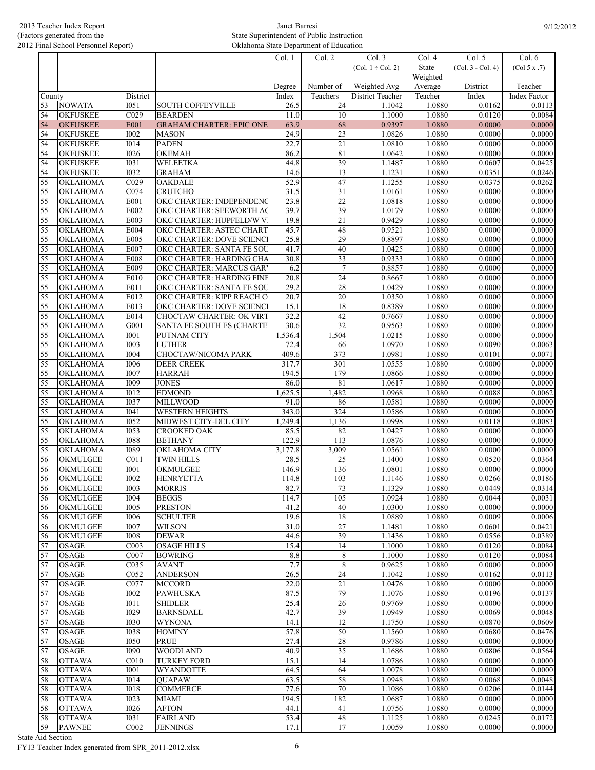2013 Teacher Index Report
(Factors generated from the
2012 Final School Personnel Report)

Janet Barresi
State Superintendent of Public Instruction
Oklahoma State Department of Education

9/12/2012

| | | | | Col. 1 | Col. 2 | Col. 3 | Col. 4 | Col. 5 | Col. 6 |
|---|---|---|---|---|---|---|---|---|---|
| | | | | | | (Col. 1 ÷ Col. 2) | State | (Col. 3 - Col. 4) | (Col 5 x .7) |
| | | | | | | | Weighted | | |
| | | | | Degree | Number of | Weighted Avg | Average | District | Teacher |
| County | | District | | Index | Teachers | District Teacher | Teacher | Index | Index Factor |
| 53 | NOWATA | I051 | SOUTH COFFEYVILLE | 26.5 | 24 | 1.1042 | 1.0880 | 0.0162 | 0.0113 |
| 54 | OKFUSKEE | C029 | BEARDEN | 11.0 | 10 | 1.1000 | 1.0880 | 0.0120 | 0.0084 |
| 54 | OKFUSKEE | E001 | GRAHAM CHARTER: EPIC ONE | 63.9 | 68 | 0.9397 | 1.0880 | 0.0000 | 0.0000 |
| 54 | OKFUSKEE | I002 | MASON | 24.9 | 23 | 1.0826 | 1.0880 | 0.0000 | 0.0000 |
| 54 | OKFUSKEE | I014 | PADEN | 22.7 | 21 | 1.0810 | 1.0880 | 0.0000 | 0.0000 |
| 54 | OKFUSKEE | I026 | OKEMAH | 86.2 | 81 | 1.0642 | 1.0880 | 0.0000 | 0.0000 |
| 54 | OKFUSKEE | I031 | WELEETKA | 44.8 | 39 | 1.1487 | 1.0880 | 0.0607 | 0.0425 |
| 54 | OKFUSKEE | I032 | GRAHAM | 14.6 | 13 | 1.1231 | 1.0880 | 0.0351 | 0.0246 |
| 55 | OKLAHOMA | C029 | OAKDALE | 52.9 | 47 | 1.1255 | 1.0880 | 0.0375 | 0.0262 |
| 55 | OKLAHOMA | C074 | CRUTCHO | 31.5 | 31 | 1.0161 | 1.0880 | 0.0000 | 0.0000 |
| 55 | OKLAHOMA | E001 | OKC CHARTER: INDEPENDENC | 23.8 | 22 | 1.0818 | 1.0880 | 0.0000 | 0.0000 |
| 55 | OKLAHOMA | E002 | OKC CHARTER: SEEWORTH AC | 39.7 | 39 | 1.0179 | 1.0880 | 0.0000 | 0.0000 |
| 55 | OKLAHOMA | E003 | OKC CHARTER: HUPFELD/W V | 19.8 | 21 | 0.9429 | 1.0880 | 0.0000 | 0.0000 |
| 55 | OKLAHOMA | E004 | OKC CHARTER: ASTEC CHART | 45.7 | 48 | 0.9521 | 1.0880 | 0.0000 | 0.0000 |
| 55 | OKLAHOMA | E005 | OKC CHARTER: DOVE SCIENCI | 25.8 | 29 | 0.8897 | 1.0880 | 0.0000 | 0.0000 |
| 55 | OKLAHOMA | E007 | OKC CHARTER: SANTA FE SOU | 41.7 | 40 | 1.0425 | 1.0880 | 0.0000 | 0.0000 |
| 55 | OKLAHOMA | E008 | OKC CHARTER: HARDING CHA | 30.8 | 33 | 0.9333 | 1.0880 | 0.0000 | 0.0000 |
| 55 | OKLAHOMA | E009 | OKC CHARTER: MARCUS GAR | 6.2 | 7 | 0.8857 | 1.0880 | 0.0000 | 0.0000 |
| 55 | OKLAHOMA | E010 | OKC CHARTER: HARDING FINE | 20.8 | 24 | 0.8667 | 1.0880 | 0.0000 | 0.0000 |
| 55 | OKLAHOMA | E011 | OKC CHARTER: SANTA FE SOU | 29.2 | 28 | 1.0429 | 1.0880 | 0.0000 | 0.0000 |
| 55 | OKLAHOMA | E012 | OKC CHARTER: KIPP REACH C | 20.7 | 20 | 1.0350 | 1.0880 | 0.0000 | 0.0000 |
| 55 | OKLAHOMA | E013 | OKC CHARTER: DOVE SCIENCI | 15.1 | 18 | 0.8389 | 1.0880 | 0.0000 | 0.0000 |
| 55 | OKLAHOMA | E014 | CHOCTAW CHARTER: OK VIRT | 32.2 | 42 | 0.7667 | 1.0880 | 0.0000 | 0.0000 |
| 55 | OKLAHOMA | G001 | SANTA FE SOUTH ES (CHARTE | 30.6 | 32 | 0.9563 | 1.0880 | 0.0000 | 0.0000 |
| 55 | OKLAHOMA | I001 | PUTNAM CITY | 1,536.4 | 1,504 | 1.0215 | 1.0880 | 0.0000 | 0.0000 |
| 55 | OKLAHOMA | I003 | LUTHER | 72.4 | 66 | 1.0970 | 1.0880 | 0.0090 | 0.0063 |
| 55 | OKLAHOMA | I004 | CHOCTAW/NICOMA PARK | 409.6 | 373 | 1.0981 | 1.0880 | 0.0101 | 0.0071 |
| 55 | OKLAHOMA | I006 | DEER CREEK | 317.7 | 301 | 1.0555 | 1.0880 | 0.0000 | 0.0000 |
| 55 | OKLAHOMA | I007 | HARRAH | 194.5 | 179 | 1.0866 | 1.0880 | 0.0000 | 0.0000 |
| 55 | OKLAHOMA | I009 | JONES | 86.0 | 81 | 1.0617 | 1.0880 | 0.0000 | 0.0000 |
| 55 | OKLAHOMA | I012 | EDMOND | 1,625.5 | 1,482 | 1.0968 | 1.0880 | 0.0088 | 0.0062 |
| 55 | OKLAHOMA | I037 | MILLWOOD | 91.0 | 86 | 1.0581 | 1.0880 | 0.0000 | 0.0000 |
| 55 | OKLAHOMA | I041 | WESTERN HEIGHTS | 343.0 | 324 | 1.0586 | 1.0880 | 0.0000 | 0.0000 |
| 55 | OKLAHOMA | I052 | MIDWEST CITY-DEL CITY | 1,249.4 | 1,136 | 1.0998 | 1.0880 | 0.0118 | 0.0083 |
| 55 | OKLAHOMA | I053 | CROOKED OAK | 85.5 | 82 | 1.0427 | 1.0880 | 0.0000 | 0.0000 |
| 55 | OKLAHOMA | I088 | BETHANY | 122.9 | 113 | 1.0876 | 1.0880 | 0.0000 | 0.0000 |
| 55 | OKLAHOMA | I089 | OKLAHOMA CITY | 3,177.8 | 3,009 | 1.0561 | 1.0880 | 0.0000 | 0.0000 |
| 56 | OKMULGEE | C011 | TWIN HILLS | 28.5 | 25 | 1.1400 | 1.0880 | 0.0520 | 0.0364 |
| 56 | OKMULGEE | I001 | OKMULGEE | 146.9 | 136 | 1.0801 | 1.0880 | 0.0000 | 0.0000 |
| 56 | OKMULGEE | I002 | HENRYETTA | 114.8 | 103 | 1.1146 | 1.0880 | 0.0266 | 0.0186 |
| 56 | OKMULGEE | I003 | MORRIS | 82.7 | 73 | 1.1329 | 1.0880 | 0.0449 | 0.0314 |
| 56 | OKMULGEE | I004 | BEGGS | 114.7 | 105 | 1.0924 | 1.0880 | 0.0044 | 0.0031 |
| 56 | OKMULGEE | I005 | PRESTON | 41.2 | 40 | 1.0300 | 1.0880 | 0.0000 | 0.0000 |
| 56 | OKMULGEE | I006 | SCHULTER | 19.6 | 18 | 1.0889 | 1.0880 | 0.0009 | 0.0006 |
| 56 | OKMULGEE | I007 | WILSON | 31.0 | 27 | 1.1481 | 1.0880 | 0.0601 | 0.0421 |
| 56 | OKMULGEE | I008 | DEWAR | 44.6 | 39 | 1.1436 | 1.0880 | 0.0556 | 0.0389 |
| 57 | OSAGE | C003 | OSAGE HILLS | 15.4 | 14 | 1.1000 | 1.0880 | 0.0120 | 0.0084 |
| 57 | OSAGE | C007 | BOWRING | 8.8 | 8 | 1.1000 | 1.0880 | 0.0120 | 0.0084 |
| 57 | OSAGE | C035 | AVANT | 7.7 | 8 | 0.9625 | 1.0880 | 0.0000 | 0.0000 |
| 57 | OSAGE | C052 | ANDERSON | 26.5 | 24 | 1.1042 | 1.0880 | 0.0162 | 0.0113 |
| 57 | OSAGE | C077 | MCCORD | 22.0 | 21 | 1.0476 | 1.0880 | 0.0000 | 0.0000 |
| 57 | OSAGE | I002 | PAWHUSKA | 87.5 | 79 | 1.1076 | 1.0880 | 0.0196 | 0.0137 |
| 57 | OSAGE | I011 | SHIDLER | 25.4 | 26 | 0.9769 | 1.0880 | 0.0000 | 0.0000 |
| 57 | OSAGE | I029 | BARNSDALL | 42.7 | 39 | 1.0949 | 1.0880 | 0.0069 | 0.0048 |
| 57 | OSAGE | I030 | WYNONA | 14.1 | 12 | 1.1750 | 1.0880 | 0.0870 | 0.0609 |
| 57 | OSAGE | I038 | HOMINY | 57.8 | 50 | 1.1560 | 1.0880 | 0.0680 | 0.0476 |
| 57 | OSAGE | I050 | PRUE | 27.4 | 28 | 0.9786 | 1.0880 | 0.0000 | 0.0000 |
| 57 | OSAGE | I090 | WOODLAND | 40.9 | 35 | 1.1686 | 1.0880 | 0.0806 | 0.0564 |
| 58 | OTTAWA | C010 | TURKEY FORD | 15.1 | 14 | 1.0786 | 1.0880 | 0.0000 | 0.0000 |
| 58 | OTTAWA | I001 | WYANDOTTE | 64.5 | 64 | 1.0078 | 1.0880 | 0.0000 | 0.0000 |
| 58 | OTTAWA | I014 | QUAPAW | 63.5 | 58 | 1.0948 | 1.0880 | 0.0068 | 0.0048 |
| 58 | OTTAWA | I018 | COMMERCE | 77.6 | 70 | 1.1086 | 1.0880 | 0.0206 | 0.0144 |
| 58 | OTTAWA | I023 | MIAMI | 194.5 | 182 | 1.0687 | 1.0880 | 0.0000 | 0.0000 |
| 58 | OTTAWA | I026 | AFTON | 44.1 | 41 | 1.0756 | 1.0880 | 0.0000 | 0.0000 |
| 58 | OTTAWA | I031 | FAIRLAND | 53.4 | 48 | 1.1125 | 1.0880 | 0.0245 | 0.0172 |
| 59 | PAWNEE | C002 | JENNINGS | 17.1 | 17 | 1.0059 | 1.0880 | 0.0000 | 0.0000 |

State Aid Section
FY13 Teacher Index generated from SPR_2011-2012.xlsx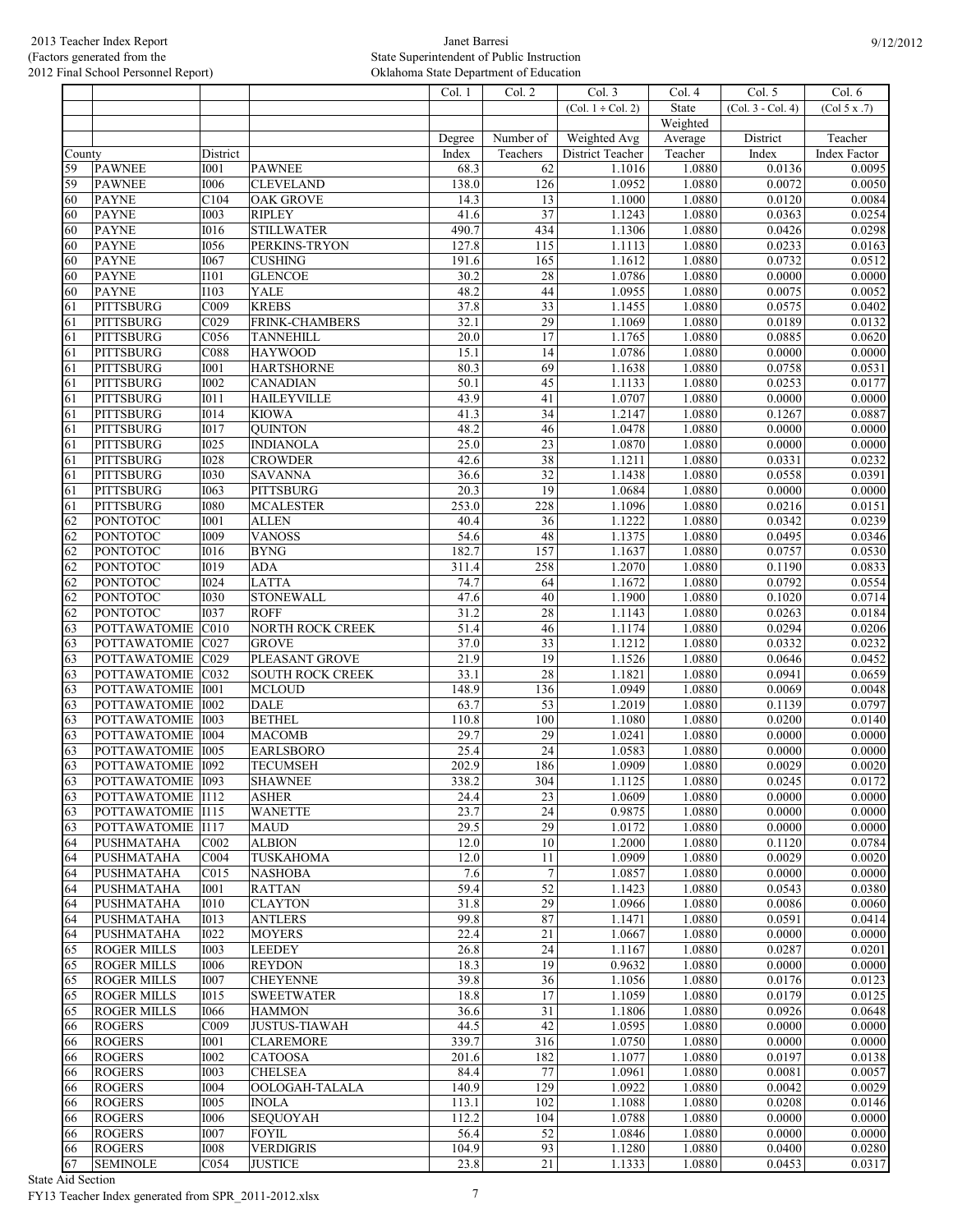2013 Teacher Index Report
(Factors generated from the
2012 Final School Personnel Report)

Janet Barresi
State Superintendent of Public Instruction
Oklahoma State Department of Education

9/12/2012

| | | | | Col. 1 | Col. 2 | Col. 3 | Col. 4 | Col. 5 | Col. 6 |
|---|---|---|---|---|---|---|---|---|---|
| | | | | | | (Col. 1 ÷ Col. 2) | State | (Col. 3 - Col. 4) | (Col 5 x .7) |
| | | | | | | | Weighted | | |
| | | | | Degree | Number of | Weighted Avg | Average | District | Teacher |
| County | | District | | Index | Teachers | District Teacher | Teacher | Index | Index Factor |
| 59 | PAWNEE | I001 | PAWNEE | 68.3 | 62 | 1.1016 | 1.0880 | 0.0136 | 0.0095 |
| 59 | PAWNEE | I006 | CLEVELAND | 138.0 | 126 | 1.0952 | 1.0880 | 0.0072 | 0.0050 |
| 60 | PAYNE | C104 | OAK GROVE | 14.3 | 13 | 1.1000 | 1.0880 | 0.0120 | 0.0084 |
| 60 | PAYNE | I003 | RIPLEY | 41.6 | 37 | 1.1243 | 1.0880 | 0.0363 | 0.0254 |
| 60 | PAYNE | I016 | STILLWATER | 490.7 | 434 | 1.1306 | 1.0880 | 0.0426 | 0.0298 |
| 60 | PAYNE | I056 | PERKINS-TRYON | 127.8 | 115 | 1.1113 | 1.0880 | 0.0233 | 0.0163 |
| 60 | PAYNE | I067 | CUSHING | 191.6 | 165 | 1.1612 | 1.0880 | 0.0732 | 0.0512 |
| 60 | PAYNE | I101 | GLENCOE | 30.2 | 28 | 1.0786 | 1.0880 | 0.0000 | 0.0000 |
| 60 | PAYNE | I103 | YALE | 48.2 | 44 | 1.0955 | 1.0880 | 0.0075 | 0.0052 |
| 61 | PITTSBURG | C009 | KREBS | 37.8 | 33 | 1.1455 | 1.0880 | 0.0575 | 0.0402 |
| 61 | PITTSBURG | C029 | FRINK-CHAMBERS | 32.1 | 29 | 1.1069 | 1.0880 | 0.0189 | 0.0132 |
| 61 | PITTSBURG | C056 | TANNEHILL | 20.0 | 17 | 1.1765 | 1.0880 | 0.0885 | 0.0620 |
| 61 | PITTSBURG | C088 | HAYWOOD | 15.1 | 14 | 1.0786 | 1.0880 | 0.0000 | 0.0000 |
| 61 | PITTSBURG | I001 | HARTSHORNE | 80.3 | 69 | 1.1638 | 1.0880 | 0.0758 | 0.0531 |
| 61 | PITTSBURG | I002 | CANADIAN | 50.1 | 45 | 1.1133 | 1.0880 | 0.0253 | 0.0177 |
| 61 | PITTSBURG | I011 | HAILEYVILLE | 43.9 | 41 | 1.0707 | 1.0880 | 0.0000 | 0.0000 |
| 61 | PITTSBURG | I014 | KIOWA | 41.3 | 34 | 1.2147 | 1.0880 | 0.1267 | 0.0887 |
| 61 | PITTSBURG | I017 | QUINTON | 48.2 | 46 | 1.0478 | 1.0880 | 0.0000 | 0.0000 |
| 61 | PITTSBURG | I025 | INDIANOLA | 25.0 | 23 | 1.0870 | 1.0880 | 0.0000 | 0.0000 |
| 61 | PITTSBURG | I028 | CROWDER | 42.6 | 38 | 1.1211 | 1.0880 | 0.0331 | 0.0232 |
| 61 | PITTSBURG | I030 | SAVANNA | 36.6 | 32 | 1.1438 | 1.0880 | 0.0558 | 0.0391 |
| 61 | PITTSBURG | I063 | PITTSBURG | 20.3 | 19 | 1.0684 | 1.0880 | 0.0000 | 0.0000 |
| 61 | PITTSBURG | I080 | MCALESTER | 253.0 | 228 | 1.1096 | 1.0880 | 0.0216 | 0.0151 |
| 62 | PONTOTOC | I001 | ALLEN | 40.4 | 36 | 1.1222 | 1.0880 | 0.0342 | 0.0239 |
| 62 | PONTOTOC | I009 | VANOSS | 54.6 | 48 | 1.1375 | 1.0880 | 0.0495 | 0.0346 |
| 62 | PONTOTOC | I016 | BYNG | 182.7 | 157 | 1.1637 | 1.0880 | 0.0757 | 0.0530 |
| 62 | PONTOTOC | I019 | ADA | 311.4 | 258 | 1.2070 | 1.0880 | 0.1190 | 0.0833 |
| 62 | PONTOTOC | I024 | LATTA | 74.7 | 64 | 1.1672 | 1.0880 | 0.0792 | 0.0554 |
| 62 | PONTOTOC | I030 | STONEWALL | 47.6 | 40 | 1.1900 | 1.0880 | 0.1020 | 0.0714 |
| 62 | PONTOTOC | I037 | ROFF | 31.2 | 28 | 1.1143 | 1.0880 | 0.0263 | 0.0184 |
| 63 | POTTAWATOMIE | C010 | NORTH ROCK CREEK | 51.4 | 46 | 1.1174 | 1.0880 | 0.0294 | 0.0206 |
| 63 | POTTAWATOMIE | C027 | GROVE | 37.0 | 33 | 1.1212 | 1.0880 | 0.0332 | 0.0232 |
| 63 | POTTAWATOMIE | C029 | PLEASANT GROVE | 21.9 | 19 | 1.1526 | 1.0880 | 0.0646 | 0.0452 |
| 63 | POTTAWATOMIE | C032 | SOUTH ROCK CREEK | 33.1 | 28 | 1.1821 | 1.0880 | 0.0941 | 0.0659 |
| 63 | POTTAWATOMIE | I001 | MCLOUD | 148.9 | 136 | 1.0949 | 1.0880 | 0.0069 | 0.0048 |
| 63 | POTTAWATOMIE | I002 | DALE | 63.7 | 53 | 1.2019 | 1.0880 | 0.1139 | 0.0797 |
| 63 | POTTAWATOMIE | I003 | BETHEL | 110.8 | 100 | 1.1080 | 1.0880 | 0.0200 | 0.0140 |
| 63 | POTTAWATOMIE | I004 | MACOMB | 29.7 | 29 | 1.0241 | 1.0880 | 0.0000 | 0.0000 |
| 63 | POTTAWATOMIE | I005 | EARLSBORO | 25.4 | 24 | 1.0583 | 1.0880 | 0.0000 | 0.0000 |
| 63 | POTTAWATOMIE | I092 | TECUMSEH | 202.9 | 186 | 1.0909 | 1.0880 | 0.0029 | 0.0020 |
| 63 | POTTAWATOMIE | I093 | SHAWNEE | 338.2 | 304 | 1.1125 | 1.0880 | 0.0245 | 0.0172 |
| 63 | POTTAWATOMIE | I112 | ASHER | 24.4 | 23 | 1.0609 | 1.0880 | 0.0000 | 0.0000 |
| 63 | POTTAWATOMIE | I115 | WANETTE | 23.7 | 24 | 0.9875 | 1.0880 | 0.0000 | 0.0000 |
| 63 | POTTAWATOMIE | I117 | MAUD | 29.5 | 29 | 1.0172 | 1.0880 | 0.0000 | 0.0000 |
| 64 | PUSHMATAHA | C002 | ALBION | 12.0 | 10 | 1.2000 | 1.0880 | 0.1120 | 0.0784 |
| 64 | PUSHMATAHA | C004 | TUSKAHOMA | 12.0 | 11 | 1.0909 | 1.0880 | 0.0029 | 0.0020 |
| 64 | PUSHMATAHA | C015 | NASHOBA | 7.6 | 7 | 1.0857 | 1.0880 | 0.0000 | 0.0000 |
| 64 | PUSHMATAHA | I001 | RATTAN | 59.4 | 52 | 1.1423 | 1.0880 | 0.0543 | 0.0380 |
| 64 | PUSHMATAHA | I010 | CLAYTON | 31.8 | 29 | 1.0966 | 1.0880 | 0.0086 | 0.0060 |
| 64 | PUSHMATAHA | I013 | ANTLERS | 99.8 | 87 | 1.1471 | 1.0880 | 0.0591 | 0.0414 |
| 64 | PUSHMATAHA | I022 | MOYERS | 22.4 | 21 | 1.0667 | 1.0880 | 0.0000 | 0.0000 |
| 65 | ROGER MILLS | I003 | LEEDEY | 26.8 | 24 | 1.1167 | 1.0880 | 0.0287 | 0.0201 |
| 65 | ROGER MILLS | I006 | REYDON | 18.3 | 19 | 0.9632 | 1.0880 | 0.0000 | 0.0000 |
| 65 | ROGER MILLS | I007 | CHEYENNE | 39.8 | 36 | 1.1056 | 1.0880 | 0.0176 | 0.0123 |
| 65 | ROGER MILLS | I015 | SWEETWATER | 18.8 | 17 | 1.1059 | 1.0880 | 0.0179 | 0.0125 |
| 65 | ROGER MILLS | I066 | HAMMON | 36.6 | 31 | 1.1806 | 1.0880 | 0.0926 | 0.0648 |
| 66 | ROGERS | C009 | JUSTUS-TIAWAH | 44.5 | 42 | 1.0595 | 1.0880 | 0.0000 | 0.0000 |
| 66 | ROGERS | I001 | CLAREMORE | 339.7 | 316 | 1.0750 | 1.0880 | 0.0000 | 0.0000 |
| 66 | ROGERS | I002 | CATOOSA | 201.6 | 182 | 1.1077 | 1.0880 | 0.0197 | 0.0138 |
| 66 | ROGERS | I003 | CHELSEA | 84.4 | 77 | 1.0961 | 1.0880 | 0.0081 | 0.0057 |
| 66 | ROGERS | I004 | OOLOGAH-TALALA | 140.9 | 129 | 1.0922 | 1.0880 | 0.0042 | 0.0029 |
| 66 | ROGERS | I005 | INOLA | 113.1 | 102 | 1.1088 | 1.0880 | 0.0208 | 0.0146 |
| 66 | ROGERS | I006 | SEQUOYAH | 112.2 | 104 | 1.0788 | 1.0880 | 0.0000 | 0.0000 |
| 66 | ROGERS | I007 | FOYIL | 56.4 | 52 | 1.0846 | 1.0880 | 0.0000 | 0.0000 |
| 66 | ROGERS | I008 | VERDIGRIS | 104.9 | 93 | 1.1280 | 1.0880 | 0.0400 | 0.0280 |
| 67 | SEMINOLE | C054 | JUSTICE | 23.8 | 21 | 1.1333 | 1.0880 | 0.0453 | 0.0317 |

State Aid Section
FY13 Teacher Index generated from SPR_2011-2012.xlsx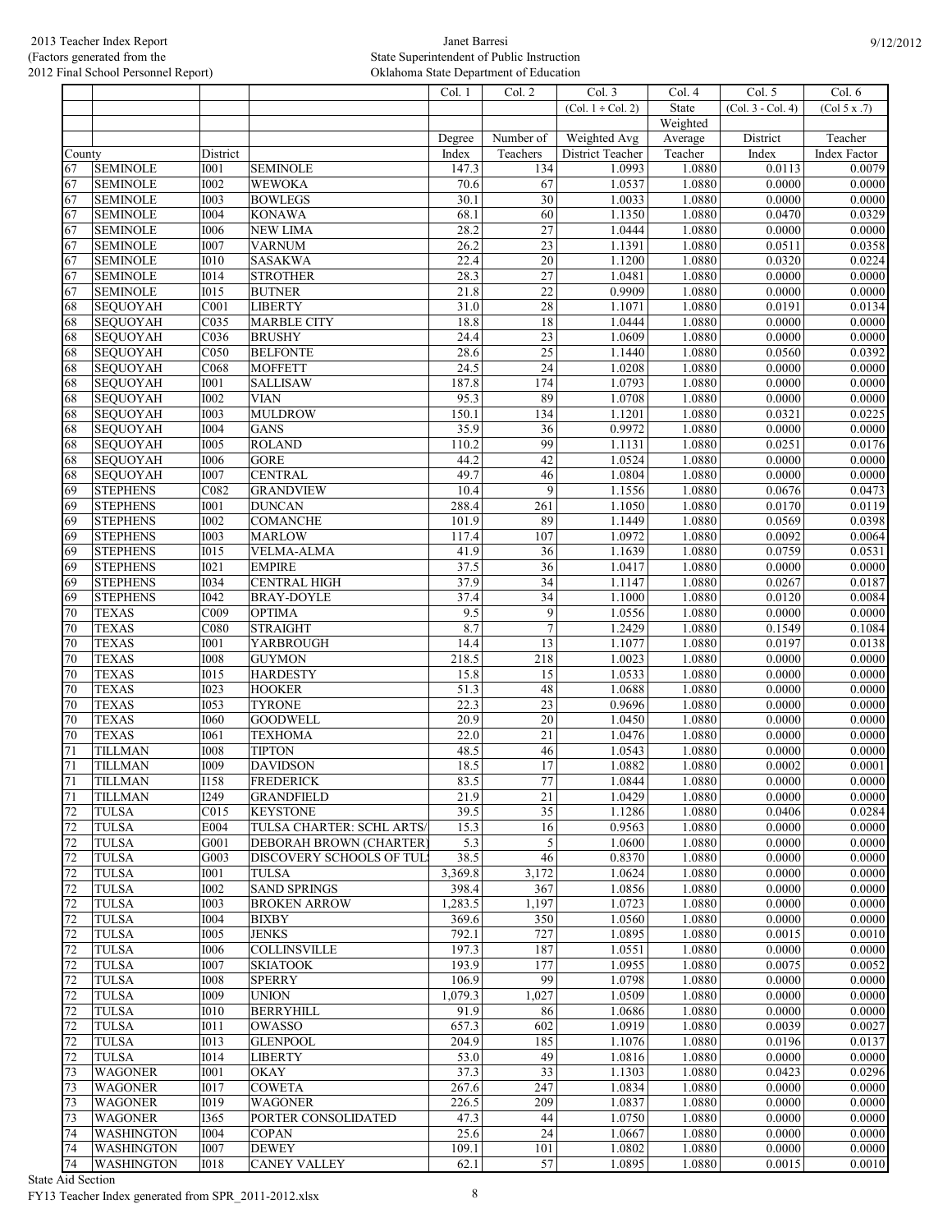| | | | | Col. 1 | Col. 2 | Col. 3 | Col. 4 | Col. 5 | Col. 6 |
|---|---|---|---|---|---|---|---|---|---|
| | | | | | | (Col. 1 ÷ Col. 2) | State | (Col. 3 - Col. 4) | (Col 5 x .7) |
| | | | | | | | Weighted | | |
| | | | | Degree | Number of | Weighted Avg | Average | District | Teacher |
| County | | District | | Index | Teachers | District Teacher | Teacher | Index | Index Factor |
| 67 | SEMINOLE | I001 | SEMINOLE | 147.3 | 134 | 1.0993 | 1.0880 | 0.0113 | 0.0079 |
| 67 | SEMINOLE | I002 | WEWOKA | 70.6 | 67 | 1.0537 | 1.0880 | 0.0000 | 0.0000 |
| 67 | SEMINOLE | I003 | BOWLEGS | 30.1 | 30 | 1.0033 | 1.0880 | 0.0000 | 0.0000 |
| 67 | SEMINOLE | I004 | KONAWA | 68.1 | 60 | 1.1350 | 1.0880 | 0.0470 | 0.0329 |
| 67 | SEMINOLE | I006 | NEW LIMA | 28.2 | 27 | 1.0444 | 1.0880 | 0.0000 | 0.0000 |
| 67 | SEMINOLE | I007 | VARNUM | 26.2 | 23 | 1.1391 | 1.0880 | 0.0511 | 0.0358 |
| 67 | SEMINOLE | I010 | SASAKWA | 22.4 | 20 | 1.1200 | 1.0880 | 0.0320 | 0.0224 |
| 67 | SEMINOLE | I014 | STROTHER | 28.3 | 27 | 1.0481 | 1.0880 | 0.0000 | 0.0000 |
| 67 | SEMINOLE | I015 | BUTNER | 21.8 | 22 | 0.9909 | 1.0880 | 0.0000 | 0.0000 |
| 68 | SEQUOYAH | C001 | LIBERTY | 31.0 | 28 | 1.1071 | 1.0880 | 0.0191 | 0.0134 |
| 68 | SEQUOYAH | C035 | MARBLE CITY | 18.8 | 18 | 1.0444 | 1.0880 | 0.0000 | 0.0000 |
| 68 | SEQUOYAH | C036 | BRUSHY | 24.4 | 23 | 1.0609 | 1.0880 | 0.0000 | 0.0000 |
| 68 | SEQUOYAH | C050 | BELFONTE | 28.6 | 25 | 1.1440 | 1.0880 | 0.0560 | 0.0392 |
| 68 | SEQUOYAH | C068 | MOFFETT | 24.5 | 24 | 1.0208 | 1.0880 | 0.0000 | 0.0000 |
| 68 | SEQUOYAH | I001 | SALLISAW | 187.8 | 174 | 1.0793 | 1.0880 | 0.0000 | 0.0000 |
| 68 | SEQUOYAH | I002 | VIAN | 95.3 | 89 | 1.0708 | 1.0880 | 0.0000 | 0.0000 |
| 68 | SEQUOYAH | I003 | MULDROW | 150.1 | 134 | 1.1201 | 1.0880 | 0.0321 | 0.0225 |
| 68 | SEQUOYAH | I004 | GANS | 35.9 | 36 | 0.9972 | 1.0880 | 0.0000 | 0.0000 |
| 68 | SEQUOYAH | I005 | ROLAND | 110.2 | 99 | 1.1131 | 1.0880 | 0.0251 | 0.0176 |
| 68 | SEQUOYAH | I006 | GORE | 44.2 | 42 | 1.0524 | 1.0880 | 0.0000 | 0.0000 |
| 68 | SEQUOYAH | I007 | CENTRAL | 49.7 | 46 | 1.0804 | 1.0880 | 0.0000 | 0.0000 |
| 69 | STEPHENS | C082 | GRANDVIEW | 10.4 | 9 | 1.1556 | 1.0880 | 0.0676 | 0.0473 |
| 69 | STEPHENS | I001 | DUNCAN | 288.4 | 261 | 1.1050 | 1.0880 | 0.0170 | 0.0119 |
| 69 | STEPHENS | I002 | COMANCHE | 101.9 | 89 | 1.1449 | 1.0880 | 0.0569 | 0.0398 |
| 69 | STEPHENS | I003 | MARLOW | 117.4 | 107 | 1.0972 | 1.0880 | 0.0092 | 0.0064 |
| 69 | STEPHENS | I015 | VELMA-ALMA | 41.9 | 36 | 1.1639 | 1.0880 | 0.0759 | 0.0531 |
| 69 | STEPHENS | I021 | EMPIRE | 37.5 | 36 | 1.0417 | 1.0880 | 0.0000 | 0.0000 |
| 69 | STEPHENS | I034 | CENTRAL HIGH | 37.9 | 34 | 1.1147 | 1.0880 | 0.0267 | 0.0187 |
| 69 | STEPHENS | I042 | BRAY-DOYLE | 37.4 | 34 | 1.1000 | 1.0880 | 0.0120 | 0.0084 |
| 70 | TEXAS | C009 | OPTIMA | 9.5 | 9 | 1.0556 | 1.0880 | 0.0000 | 0.0000 |
| 70 | TEXAS | C080 | STRAIGHT | 8.7 | 7 | 1.2429 | 1.0880 | 0.1549 | 0.1084 |
| 70 | TEXAS | I001 | YARBROUGH | 14.4 | 13 | 1.1077 | 1.0880 | 0.0197 | 0.0138 |
| 70 | TEXAS | I008 | GUYMON | 218.5 | 218 | 1.0023 | 1.0880 | 0.0000 | 0.0000 |
| 70 | TEXAS | I015 | HARDESTY | 15.8 | 15 | 1.0533 | 1.0880 | 0.0000 | 0.0000 |
| 70 | TEXAS | I023 | HOOKER | 51.3 | 48 | 1.0688 | 1.0880 | 0.0000 | 0.0000 |
| 70 | TEXAS | I053 | TYRONE | 22.3 | 23 | 0.9696 | 1.0880 | 0.0000 | 0.0000 |
| 70 | TEXAS | I060 | GOODWELL | 20.9 | 20 | 1.0450 | 1.0880 | 0.0000 | 0.0000 |
| 70 | TEXAS | I061 | TEXHOMA | 22.0 | 21 | 1.0476 | 1.0880 | 0.0000 | 0.0000 |
| 71 | TILLMAN | I008 | TIPTON | 48.5 | 46 | 1.0543 | 1.0880 | 0.0000 | 0.0000 |
| 71 | TILLMAN | I009 | DAVIDSON | 18.5 | 17 | 1.0882 | 1.0880 | 0.0002 | 0.0001 |
| 71 | TILLMAN | I158 | FREDERICK | 83.5 | 77 | 1.0844 | 1.0880 | 0.0000 | 0.0000 |
| 71 | TILLMAN | I249 | GRANDFIELD | 21.9 | 21 | 1.0429 | 1.0880 | 0.0000 | 0.0000 |
| 72 | TULSA | C015 | KEYSTONE | 39.5 | 35 | 1.1286 | 1.0880 | 0.0406 | 0.0284 |
| 72 | TULSA | E004 | TULSA CHARTER: SCHL ARTS/ | 15.3 | 16 | 0.9563 | 1.0880 | 0.0000 | 0.0000 |
| 72 | TULSA | G001 | DEBORAH BROWN (CHARTER) | 5.3 | 5 | 1.0600 | 1.0880 | 0.0000 | 0.0000 |
| 72 | TULSA | G003 | DISCOVERY SCHOOLS OF TUL | 38.5 | 46 | 0.8370 | 1.0880 | 0.0000 | 0.0000 |
| 72 | TULSA | I001 | TULSA | 3,369.8 | 3,172 | 1.0624 | 1.0880 | 0.0000 | 0.0000 |
| 72 | TULSA | I002 | SAND SPRINGS | 398.4 | 367 | 1.0856 | 1.0880 | 0.0000 | 0.0000 |
| 72 | TULSA | I003 | BROKEN ARROW | 1,283.5 | 1,197 | 1.0723 | 1.0880 | 0.0000 | 0.0000 |
| 72 | TULSA | I004 | BIXBY | 369.6 | 350 | 1.0560 | 1.0880 | 0.0000 | 0.0000 |
| 72 | TULSA | I005 | JENKS | 792.1 | 727 | 1.0895 | 1.0880 | 0.0015 | 0.0010 |
| 72 | TULSA | I006 | COLLINSVILLE | 197.3 | 187 | 1.0551 | 1.0880 | 0.0000 | 0.0000 |
| 72 | TULSA | I007 | SKIATOOK | 193.9 | 177 | 1.0955 | 1.0880 | 0.0075 | 0.0052 |
| 72 | TULSA | I008 | SPERRY | 106.9 | 99 | 1.0798 | 1.0880 | 0.0000 | 0.0000 |
| 72 | TULSA | I009 | UNION | 1,079.3 | 1,027 | 1.0509 | 1.0880 | 0.0000 | 0.0000 |
| 72 | TULSA | I010 | BERRYHILL | 91.9 | 86 | 1.0686 | 1.0880 | 0.0000 | 0.0000 |
| 72 | TULSA | I011 | OWASSO | 657.3 | 602 | 1.0919 | 1.0880 | 0.0039 | 0.0027 |
| 72 | TULSA | I013 | GLENPOOL | 204.9 | 185 | 1.1076 | 1.0880 | 0.0196 | 0.0137 |
| 72 | TULSA | I014 | LIBERTY | 53.0 | 49 | 1.0816 | 1.0880 | 0.0000 | 0.0000 |
| 73 | WAGONER | I001 | OKAY | 37.3 | 33 | 1.1303 | 1.0880 | 0.0423 | 0.0296 |
| 73 | WAGONER | I017 | COWETA | 267.6 | 247 | 1.0834 | 1.0880 | 0.0000 | 0.0000 |
| 73 | WAGONER | I019 | WAGONER | 226.5 | 209 | 1.0837 | 1.0880 | 0.0000 | 0.0000 |
| 73 | WAGONER | I365 | PORTER CONSOLIDATED | 47.3 | 44 | 1.0750 | 1.0880 | 0.0000 | 0.0000 |
| 74 | WASHINGTON | I004 | COPAN | 25.6 | 24 | 1.0667 | 1.0880 | 0.0000 | 0.0000 |
| 74 | WASHINGTON | I007 | DEWEY | 109.1 | 101 | 1.0802 | 1.0880 | 0.0000 | 0.0000 |
| 74 | WASHINGTON | I018 | CANEY VALLEY | 62.1 | 57 | 1.0895 | 1.0880 | 0.0015 | 0.0010 |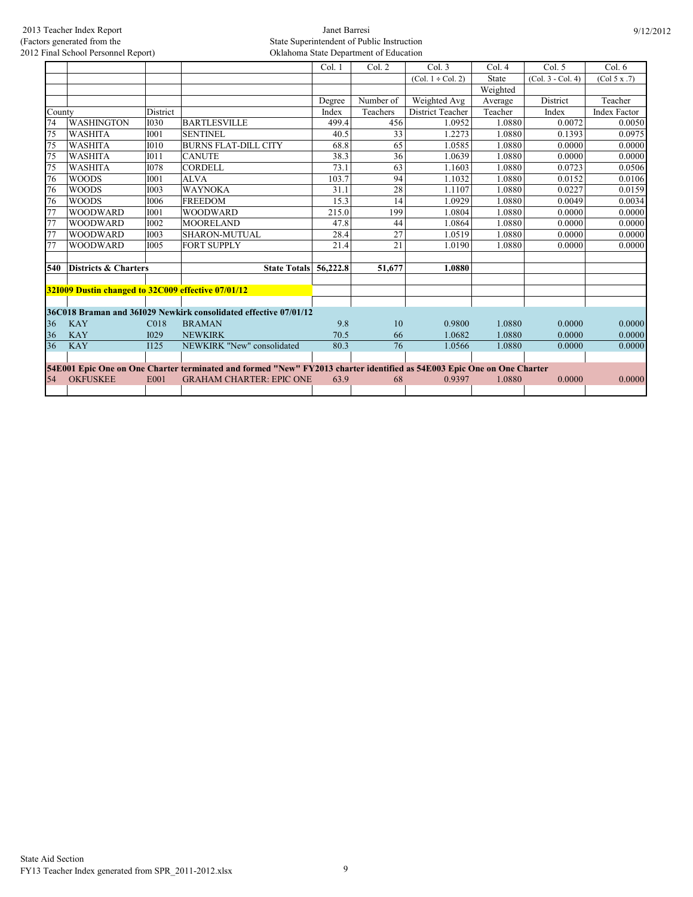2013 Teacher Index Report
(Factors generated from the
2012 Final School Personnel Report)

Janet Barresi
State Superintendent of Public Instruction
Oklahoma State Department of Education

9/12/2012

| | | | | Col. 1 | Col. 2 | Col. 3 | Col. 4 | Col. 5 | Col. 6 |
|---|---|---|---|---|---|---|---|---|---|
| | | | | | | (Col. 1 ÷ Col. 2) | State | (Col. 3 - Col. 4) | (Col 5 x .7) |
| | | | | | | | Weighted | | |
| | | | | Degree | Number of | Weighted Avg | Average | District | Teacher |
| County | | District | | Index | Teachers | District Teacher | Teacher | Index | Index Factor |
| 74 | WASHINGTON | I030 | BARTLESVILLE | 499.4 | 456 | 1.0952 | 1.0880 | 0.0072 | 0.0050 |
| 75 | WASHITA | I001 | SENTINEL | 40.5 | 33 | 1.2273 | 1.0880 | 0.1393 | 0.0975 |
| 75 | WASHITA | I010 | BURNS FLAT-DILL CITY | 68.8 | 65 | 1.0585 | 1.0880 | 0.0000 | 0.0000 |
| 75 | WASHITA | I011 | CANUTE | 38.3 | 36 | 1.0639 | 1.0880 | 0.0000 | 0.0000 |
| 75 | WASHITA | I078 | CORDELL | 73.1 | 63 | 1.1603 | 1.0880 | 0.0723 | 0.0506 |
| 76 | WOODS | I001 | ALVA | 103.7 | 94 | 1.1032 | 1.0880 | 0.0152 | 0.0106 |
| 76 | WOODS | I003 | WAYNOKA | 31.1 | 28 | 1.1107 | 1.0880 | 0.0227 | 0.0159 |
| 76 | WOODS | I006 | FREEDOM | 15.3 | 14 | 1.0929 | 1.0880 | 0.0049 | 0.0034 |
| 77 | WOODWARD | I001 | WOODWARD | 215.0 | 199 | 1.0804 | 1.0880 | 0.0000 | 0.0000 |
| 77 | WOODWARD | I002 | MOORELAND | 47.8 | 44 | 1.0864 | 1.0880 | 0.0000 | 0.0000 |
| 77 | WOODWARD | I003 | SHARON-MUTUAL | 28.4 | 27 | 1.0519 | 1.0880 | 0.0000 | 0.0000 |
| 77 | WOODWARD | I005 | FORT SUPPLY | 21.4 | 21 | 1.0190 | 1.0880 | 0.0000 | 0.0000 |
| | | | | | | | | | |
| **540** | **Districts & Charters** | | **State Totals** | **56,222.8** | **51,677** | **1.0880** | | | |

**32I009 Dustin changed to 32C009 effective 07/01/12**

**36C018 Braman and 36I029 Newkirk consolidated effective 07/01/12**

| | | | | | | | | | |
|---|---|---|---|---|---|---|---|---|---|
| 36 | KAY | C018 | BRAMAN | 9.8 | 10 | 0.9800 | 1.0880 | 0.0000 | 0.0000 |
| 36 | KAY | I029 | NEWKIRK | 70.5 | 66 | 1.0682 | 1.0880 | 0.0000 | 0.0000 |
| 36 | KAY | I125 | NEWKIRK "New" consolidated | 80.3 | 76 | 1.0566 | 1.0880 | 0.0000 | 0.0000 |

**54E001 Epic One on One Charter terminated and formed "New" FY2013 charter identified as 54E003 Epic One on One Charter**

| | | | | | | | | | |
|---|---|---|---|---|---|---|---|---|---|
| 54 | OKFUSKEE | E001 | GRAHAM CHARTER: EPIC ONE | 63.9 | 68 | 0.9397 | 1.0880 | 0.0000 | 0.0000 |

State Aid Section
FY13 Teacher Index generated from SPR_2011-2012.xlsx